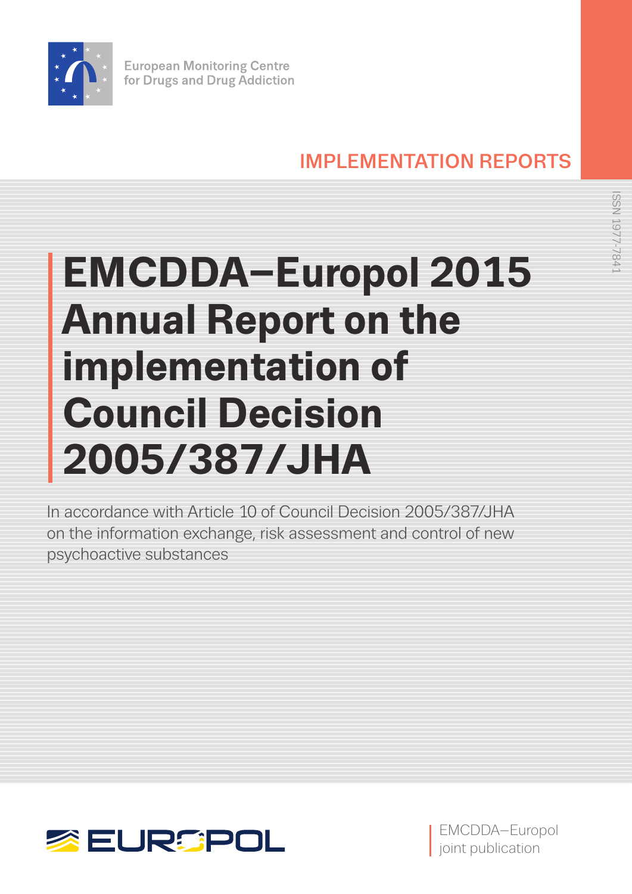European Monitoring Centre for Drugs and Drug Addiction

IMPLEMENTATION REPORTS

ISSN 1977-7841

# EMCDDA–Europol 2015 Annual Report on the implementation of Council Decision 2005/387/JHA

In accordance with Article 10 of Council Decision 2005/387/JHA on the information exchange, risk assessment and control of new psychoactive substances

EUROPOL

EMCDDA–Europol joint publication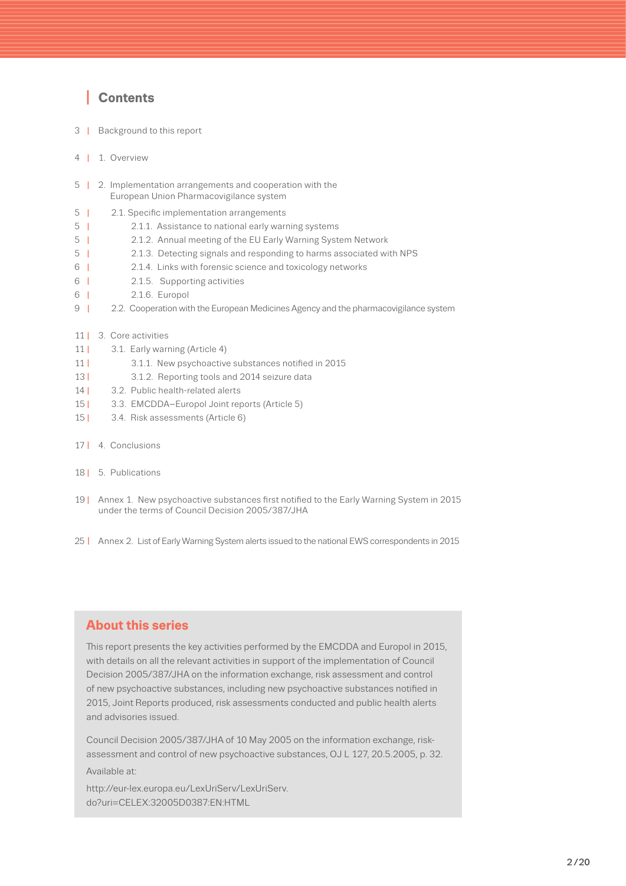## Contents

3 | Background to this report

4 | 1. Overview

5 | 2. Implementation arrangements and cooperation with the European Union Pharmacovigilance system

5 | 2.1. Specific implementation arrangements

5 | 2.1.1. Assistance to national early warning systems

5 | 2.1.2. Annual meeting of the EU Early Warning System Network

5 | 2.1.3. Detecting signals and responding to harms associated with NPS

6 | 2.1.4. Links with forensic science and toxicology networks

6 | 2.1.5. Supporting activities

6 | 2.1.6. Europol

9 | 2.2. Cooperation with the European Medicines Agency and the pharmacovigilance system

11 | 3. Core activities

11 | 3.1. Early warning (Article 4)

11 | 3.1.1. New psychoactive substances notified in 2015

13 | 3.1.2. Reporting tools and 2014 seizure data

14 | 3.2. Public health-related alerts

15 | 3.3. EMCDDA–Europol Joint reports (Article 5)

15 | 3.4. Risk assessments (Article 6)

17 | 4. Conclusions

18 | 5. Publications

19 | Annex 1. New psychoactive substances first notified to the Early Warning System in 2015 under the terms of Council Decision 2005/387/JHA

25 | Annex 2. List of Early Warning System alerts issued to the national EWS correspondents in 2015

## About this series

This report presents the key activities performed by the EMCDDA and Europol in 2015, with details on all the relevant activities in support of the implementation of Council Decision 2005/387/JHA on the information exchange, risk assessment and control of new psychoactive substances, including new psychoactive substances notified in 2015, Joint Reports produced, risk assessments conducted and public health alerts and advisories issued.

Council Decision 2005/387/JHA of 10 May 2005 on the information exchange, risk-assessment and control of new psychoactive substances, OJ L 127, 20.5.2005, p. 32.

Available at:

http://eur-lex.europa.eu/LexUriServ/LexUriServ.do?uri=CELEX:32005D0387:EN:HTML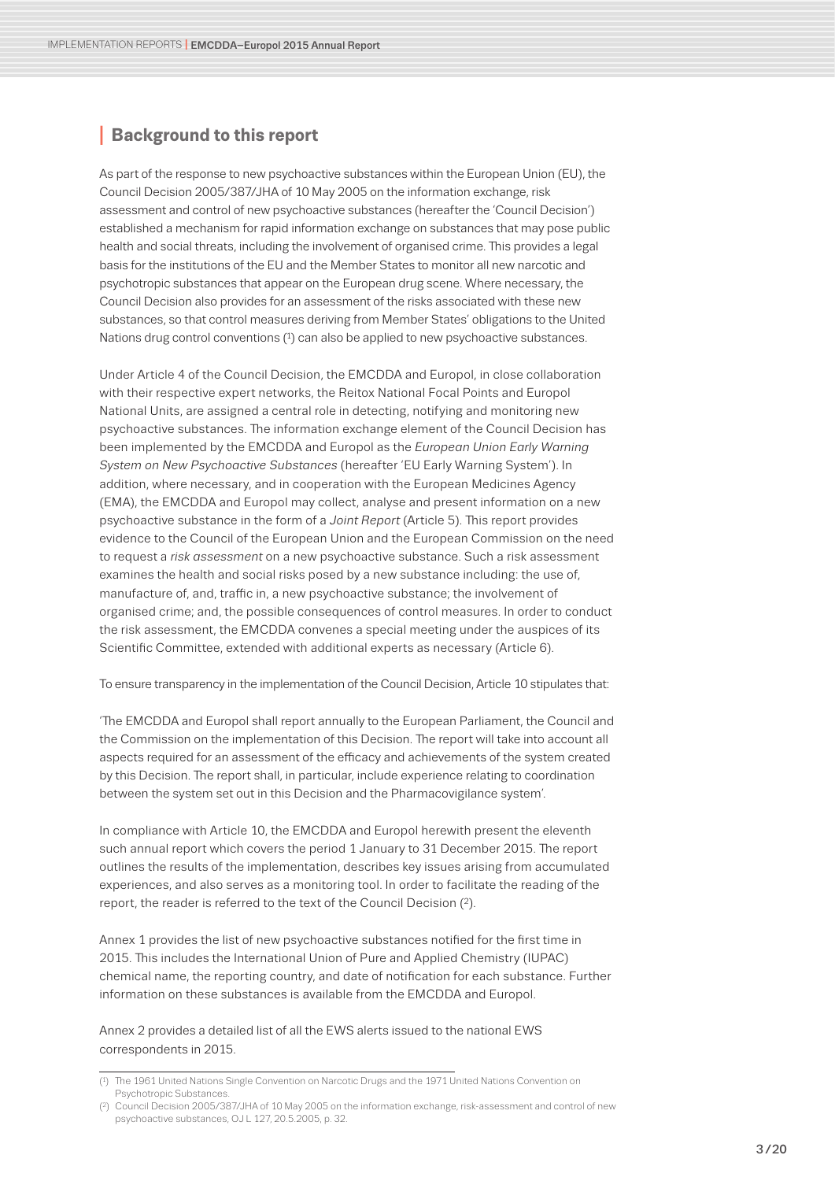## Background to this report

As part of the response to new psychoactive substances within the European Union (EU), the Council Decision 2005/387/JHA of 10 May 2005 on the information exchange, risk assessment and control of new psychoactive substances (hereafter the 'Council Decision') established a mechanism for rapid information exchange on substances that may pose public health and social threats, including the involvement of organised crime. This provides a legal basis for the institutions of the EU and the Member States to monitor all new narcotic and psychotropic substances that appear on the European drug scene. Where necessary, the Council Decision also provides for an assessment of the risks associated with these new substances, so that control measures deriving from Member States' obligations to the United Nations drug control conventions (1) can also be applied to new psychoactive substances.

Under Article 4 of the Council Decision, the EMCDDA and Europol, in close collaboration with their respective expert networks, the Reitox National Focal Points and Europol National Units, are assigned a central role in detecting, notifying and monitoring new psychoactive substances. The information exchange element of the Council Decision has been implemented by the EMCDDA and Europol as the *European Union Early Warning System on New Psychoactive Substances* (hereafter 'EU Early Warning System'). In addition, where necessary, and in cooperation with the European Medicines Agency (EMA), the EMCDDA and Europol may collect, analyse and present information on a new psychoactive substance in the form of a *Joint Report* (Article 5). This report provides evidence to the Council of the European Union and the European Commission on the need to request a *risk assessment* on a new psychoactive substance. Such a risk assessment examines the health and social risks posed by a new substance including: the use of, manufacture of, and, traffic in, a new psychoactive substance; the involvement of organised crime; and, the possible consequences of control measures. In order to conduct the risk assessment, the EMCDDA convenes a special meeting under the auspices of its Scientific Committee, extended with additional experts as necessary (Article 6).

To ensure transparency in the implementation of the Council Decision, Article 10 stipulates that:

'The EMCDDA and Europol shall report annually to the European Parliament, the Council and the Commission on the implementation of this Decision. The report will take into account all aspects required for an assessment of the efficacy and achievements of the system created by this Decision. The report shall, in particular, include experience relating to coordination between the system set out in this Decision and the Pharmacovigilance system'.

In compliance with Article 10, the EMCDDA and Europol herewith present the eleventh such annual report which covers the period 1 January to 31 December 2015. The report outlines the results of the implementation, describes key issues arising from accumulated experiences, and also serves as a monitoring tool. In order to facilitate the reading of the report, the reader is referred to the text of the Council Decision (2).

Annex 1 provides the list of new psychoactive substances notified for the first time in 2015. This includes the International Union of Pure and Applied Chemistry (IUPAC) chemical name, the reporting country, and date of notification for each substance. Further information on these substances is available from the EMCDDA and Europol.

Annex 2 provides a detailed list of all the EWS alerts issued to the national EWS correspondents in 2015.

---

(1) The 1961 United Nations Single Convention on Narcotic Drugs and the 1971 United Nations Convention on Psychotropic Substances.

(2) Council Decision 2005/387/JHA of 10 May 2005 on the information exchange, risk-assessment and control of new psychoactive substances, OJ L 127, 20.5.2005, p. 32.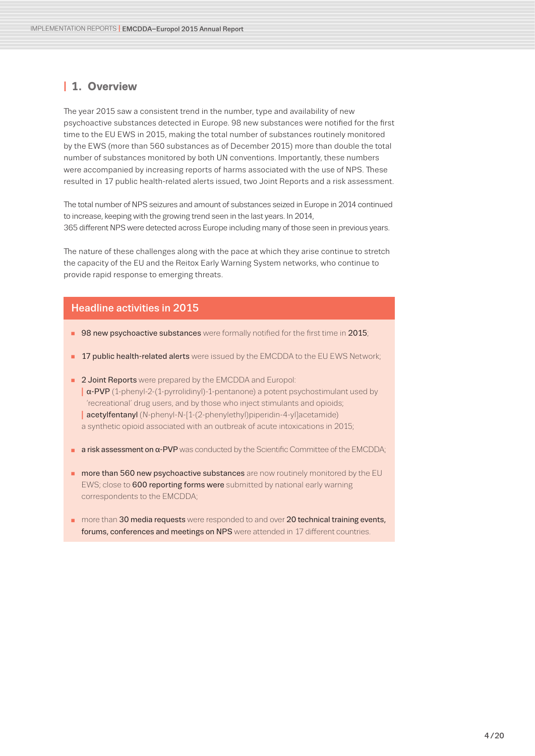## 1. Overview

The year 2015 saw a consistent trend in the number, type and availability of new psychoactive substances detected in Europe. 98 new substances were notified for the first time to the EU EWS in 2015, making the total number of substances routinely monitored by the EWS (more than 560 substances as of December 2015) more than double the total number of substances monitored by both UN conventions. Importantly, these numbers were accompanied by increasing reports of harms associated with the use of NPS. These resulted in 17 public health-related alerts issued, two Joint Reports and a risk assessment.

The total number of NPS seizures and amount of substances seized in Europe in 2014 continued to increase, keeping with the growing trend seen in the last years. In 2014, 365 different NPS were detected across Europe including many of those seen in previous years.

The nature of these challenges along with the pace at which they arise continue to stretch the capacity of the EU and the Reitox Early Warning System networks, who continue to provide rapid response to emerging threats.

### Headline activities in 2015

- **98 new psychoactive substances** were formally notified for the first time in **2015**;
- **17 public health-related alerts** were issued by the EMCDDA to the EU EWS Network;
- **2 Joint Reports** were prepared by the EMCDDA and Europol:
  - **α-PVP** (1-phenyl-2-(1-pyrrolidinyl)-1-pentanone) a potent psychostimulant used by 'recreational' drug users, and by those who inject stimulants and opioids;
  - **acetylfentanyl** (N-phenyl-N-[1-(2-phenylethyl)piperidin-4-yl]acetamide) a synthetic opioid associated with an outbreak of acute intoxications in 2015;
- **a risk assessment on α-PVP** was conducted by the Scientific Committee of the EMCDDA;
- **more than 560 new psychoactive substances** are now routinely monitored by the EU EWS; close to **600 reporting forms were** submitted by national early warning correspondents to the EMCDDA;
- more than **30 media requests** were responded to and over **20 technical training events, forums, conferences and meetings on NPS** were attended in 17 different countries.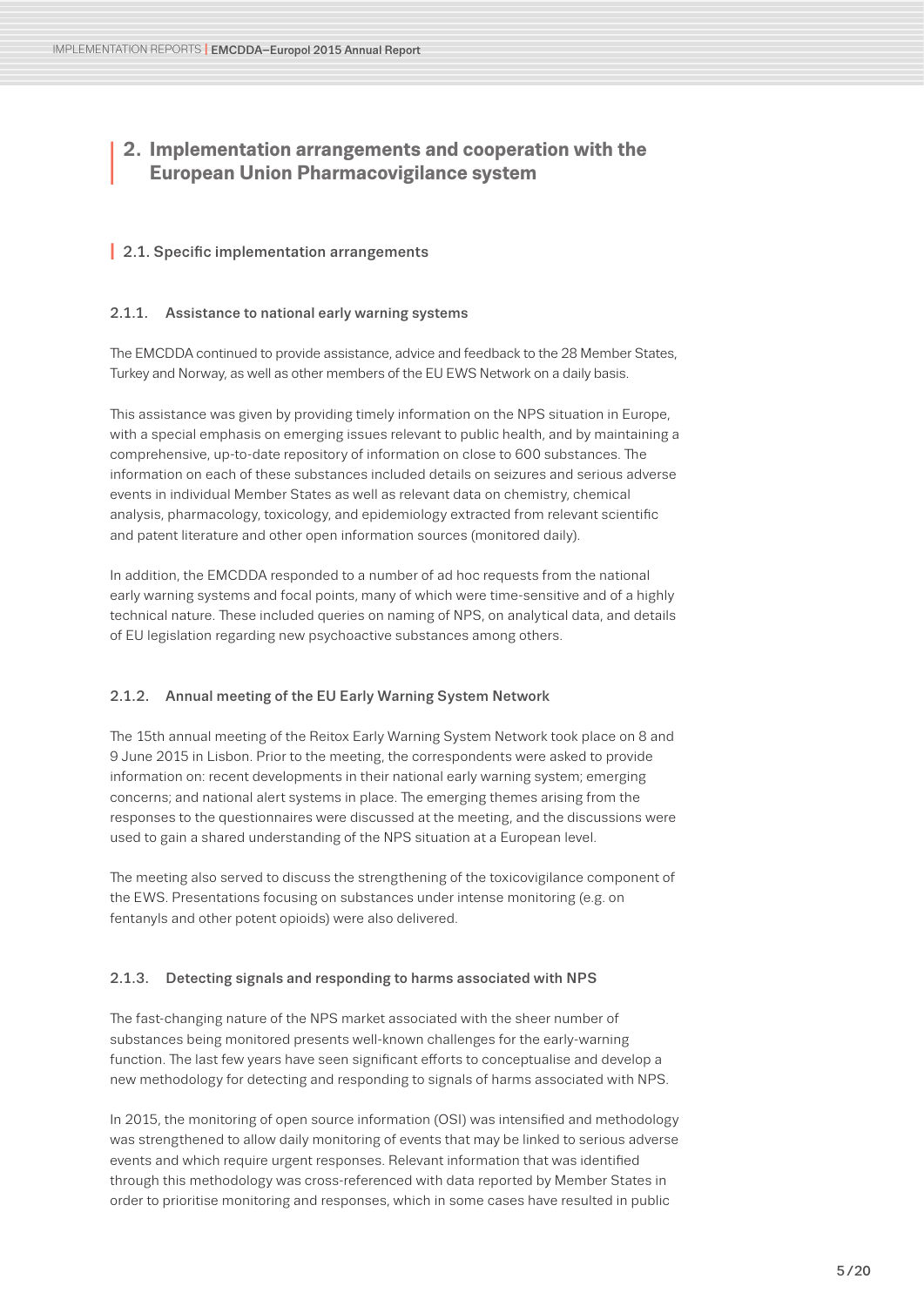## 2. Implementation arrangements and cooperation with the European Union Pharmacovigilance system

### 2.1. Specific implementation arrangements

#### 2.1.1. Assistance to national early warning systems

The EMCDDA continued to provide assistance, advice and feedback to the 28 Member States, Turkey and Norway, as well as other members of the EU EWS Network on a daily basis.

This assistance was given by providing timely information on the NPS situation in Europe, with a special emphasis on emerging issues relevant to public health, and by maintaining a comprehensive, up-to-date repository of information on close to 600 substances. The information on each of these substances included details on seizures and serious adverse events in individual Member States as well as relevant data on chemistry, chemical analysis, pharmacology, toxicology, and epidemiology extracted from relevant scientific and patent literature and other open information sources (monitored daily).

In addition, the EMCDDA responded to a number of ad hoc requests from the national early warning systems and focal points, many of which were time-sensitive and of a highly technical nature. These included queries on naming of NPS, on analytical data, and details of EU legislation regarding new psychoactive substances among others.

#### 2.1.2. Annual meeting of the EU Early Warning System Network

The 15th annual meeting of the Reitox Early Warning System Network took place on 8 and 9 June 2015 in Lisbon. Prior to the meeting, the correspondents were asked to provide information on: recent developments in their national early warning system; emerging concerns; and national alert systems in place. The emerging themes arising from the responses to the questionnaires were discussed at the meeting, and the discussions were used to gain a shared understanding of the NPS situation at a European level.

The meeting also served to discuss the strengthening of the toxicovigilance component of the EWS. Presentations focusing on substances under intense monitoring (e.g. on fentanyls and other potent opioids) were also delivered.

#### 2.1.3. Detecting signals and responding to harms associated with NPS

The fast-changing nature of the NPS market associated with the sheer number of substances being monitored presents well-known challenges for the early-warning function. The last few years have seen significant efforts to conceptualise and develop a new methodology for detecting and responding to signals of harms associated with NPS.

In 2015, the monitoring of open source information (OSI) was intensified and methodology was strengthened to allow daily monitoring of events that may be linked to serious adverse events and which require urgent responses. Relevant information that was identified through this methodology was cross-referenced with data reported by Member States in order to prioritise monitoring and responses, which in some cases have resulted in public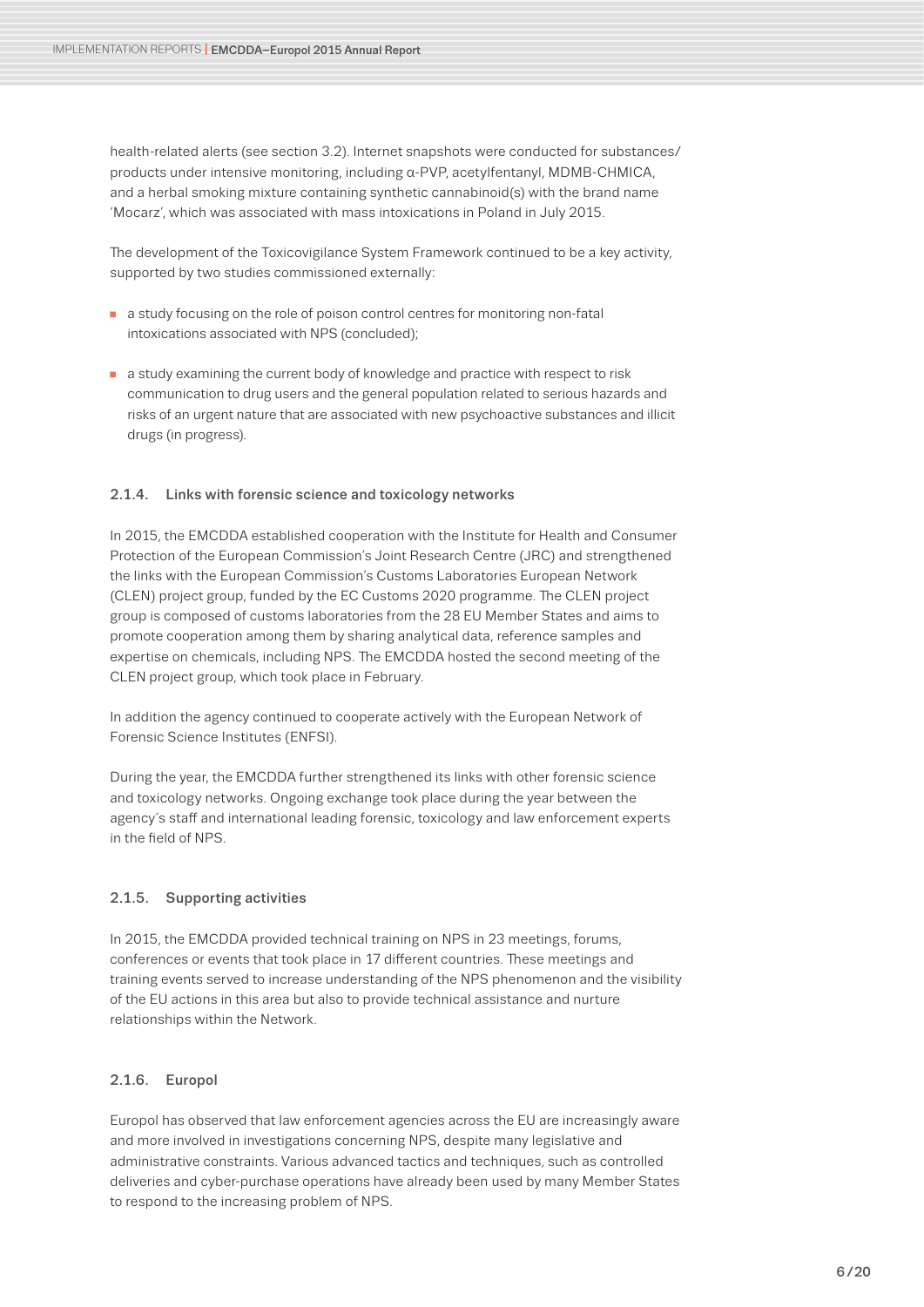health-related alerts (see section 3.2). Internet snapshots were conducted for substances/products under intensive monitoring, including α-PVP, acetylfentanyl, MDMB-CHMICA, and a herbal smoking mixture containing synthetic cannabinoid(s) with the brand name 'Mocarz', which was associated with mass intoxications in Poland in July 2015.

The development of the Toxicovigilance System Framework continued to be a key activity, supported by two studies commissioned externally:

- a study focusing on the role of poison control centres for monitoring non-fatal intoxications associated with NPS (concluded);
- a study examining the current body of knowledge and practice with respect to risk communication to drug users and the general population related to serious hazards and risks of an urgent nature that are associated with new psychoactive substances and illicit drugs (in progress).

### 2.1.4. Links with forensic science and toxicology networks

In 2015, the EMCDDA established cooperation with the Institute for Health and Consumer Protection of the European Commission's Joint Research Centre (JRC) and strengthened the links with the European Commission's Customs Laboratories European Network (CLEN) project group, funded by the EC Customs 2020 programme. The CLEN project group is composed of customs laboratories from the 28 EU Member States and aims to promote cooperation among them by sharing analytical data, reference samples and expertise on chemicals, including NPS. The EMCDDA hosted the second meeting of the CLEN project group, which took place in February.

In addition the agency continued to cooperate actively with the European Network of Forensic Science Institutes (ENFSI).

During the year, the EMCDDA further strengthened its links with other forensic science and toxicology networks. Ongoing exchange took place during the year between the agency's staff and international leading forensic, toxicology and law enforcement experts in the field of NPS.

### 2.1.5. Supporting activities

In 2015, the EMCDDA provided technical training on NPS in 23 meetings, forums, conferences or events that took place in 17 different countries. These meetings and training events served to increase understanding of the NPS phenomenon and the visibility of the EU actions in this area but also to provide technical assistance and nurture relationships within the Network.

### 2.1.6. Europol

Europol has observed that law enforcement agencies across the EU are increasingly aware and more involved in investigations concerning NPS, despite many legislative and administrative constraints. Various advanced tactics and techniques, such as controlled deliveries and cyber-purchase operations have already been used by many Member States to respond to the increasing problem of NPS.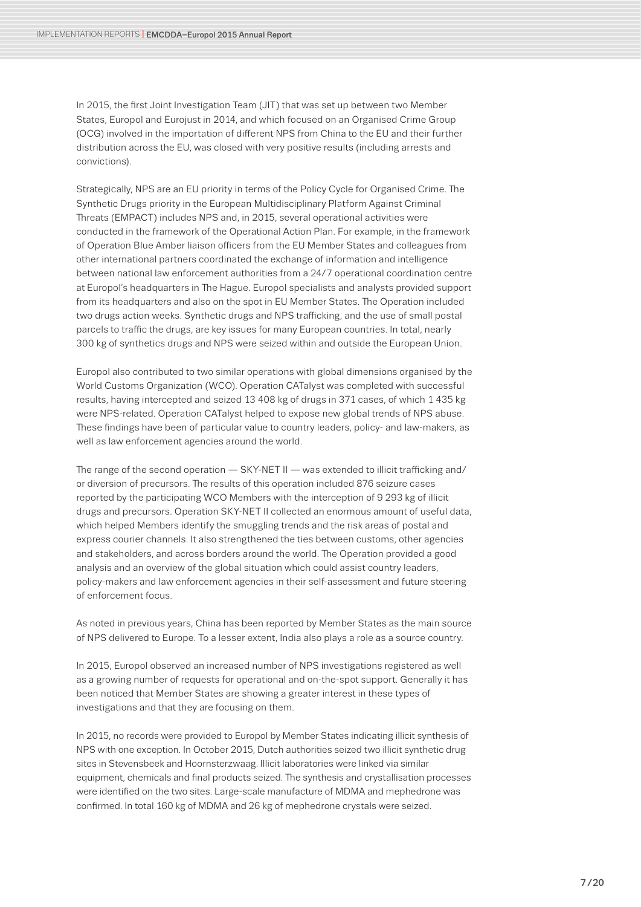In 2015, the first Joint Investigation Team (JIT) that was set up between two Member States, Europol and Eurojust in 2014, and which focused on an Organised Crime Group (OCG) involved in the importation of different NPS from China to the EU and their further distribution across the EU, was closed with very positive results (including arrests and convictions).

Strategically, NPS are an EU priority in terms of the Policy Cycle for Organised Crime. The Synthetic Drugs priority in the European Multidisciplinary Platform Against Criminal Threats (EMPACT) includes NPS and, in 2015, several operational activities were conducted in the framework of the Operational Action Plan. For example, in the framework of Operation Blue Amber liaison officers from the EU Member States and colleagues from other international partners coordinated the exchange of information and intelligence between national law enforcement authorities from a 24/7 operational coordination centre at Europol's headquarters in The Hague. Europol specialists and analysts provided support from its headquarters and also on the spot in EU Member States. The Operation included two drugs action weeks. Synthetic drugs and NPS trafficking, and the use of small postal parcels to traffic the drugs, are key issues for many European countries. In total, nearly 300 kg of synthetics drugs and NPS were seized within and outside the European Union.

Europol also contributed to two similar operations with global dimensions organised by the World Customs Organization (WCO). Operation CATalyst was completed with successful results, having intercepted and seized 13 408 kg of drugs in 371 cases, of which 1 435 kg were NPS-related. Operation CATalyst helped to expose new global trends of NPS abuse. These findings have been of particular value to country leaders, policy- and law-makers, as well as law enforcement agencies around the world.

The range of the second operation — SKY-NET II — was extended to illicit trafficking and/or diversion of precursors. The results of this operation included 876 seizure cases reported by the participating WCO Members with the interception of 9 293 kg of illicit drugs and precursors. Operation SKY-NET II collected an enormous amount of useful data, which helped Members identify the smuggling trends and the risk areas of postal and express courier channels. It also strengthened the ties between customs, other agencies and stakeholders, and across borders around the world. The Operation provided a good analysis and an overview of the global situation which could assist country leaders, policy-makers and law enforcement agencies in their self-assessment and future steering of enforcement focus.

As noted in previous years, China has been reported by Member States as the main source of NPS delivered to Europe. To a lesser extent, India also plays a role as a source country.

In 2015, Europol observed an increased number of NPS investigations registered as well as a growing number of requests for operational and on-the-spot support. Generally it has been noticed that Member States are showing a greater interest in these types of investigations and that they are focusing on them.

In 2015, no records were provided to Europol by Member States indicating illicit synthesis of NPS with one exception. In October 2015, Dutch authorities seized two illicit synthetic drug sites in Stevensbeek and Hoornsterzwaag. Illicit laboratories were linked via similar equipment, chemicals and final products seized. The synthesis and crystallisation processes were identified on the two sites. Large-scale manufacture of MDMA and mephedrone was confirmed. In total 160 kg of MDMA and 26 kg of mephedrone crystals were seized.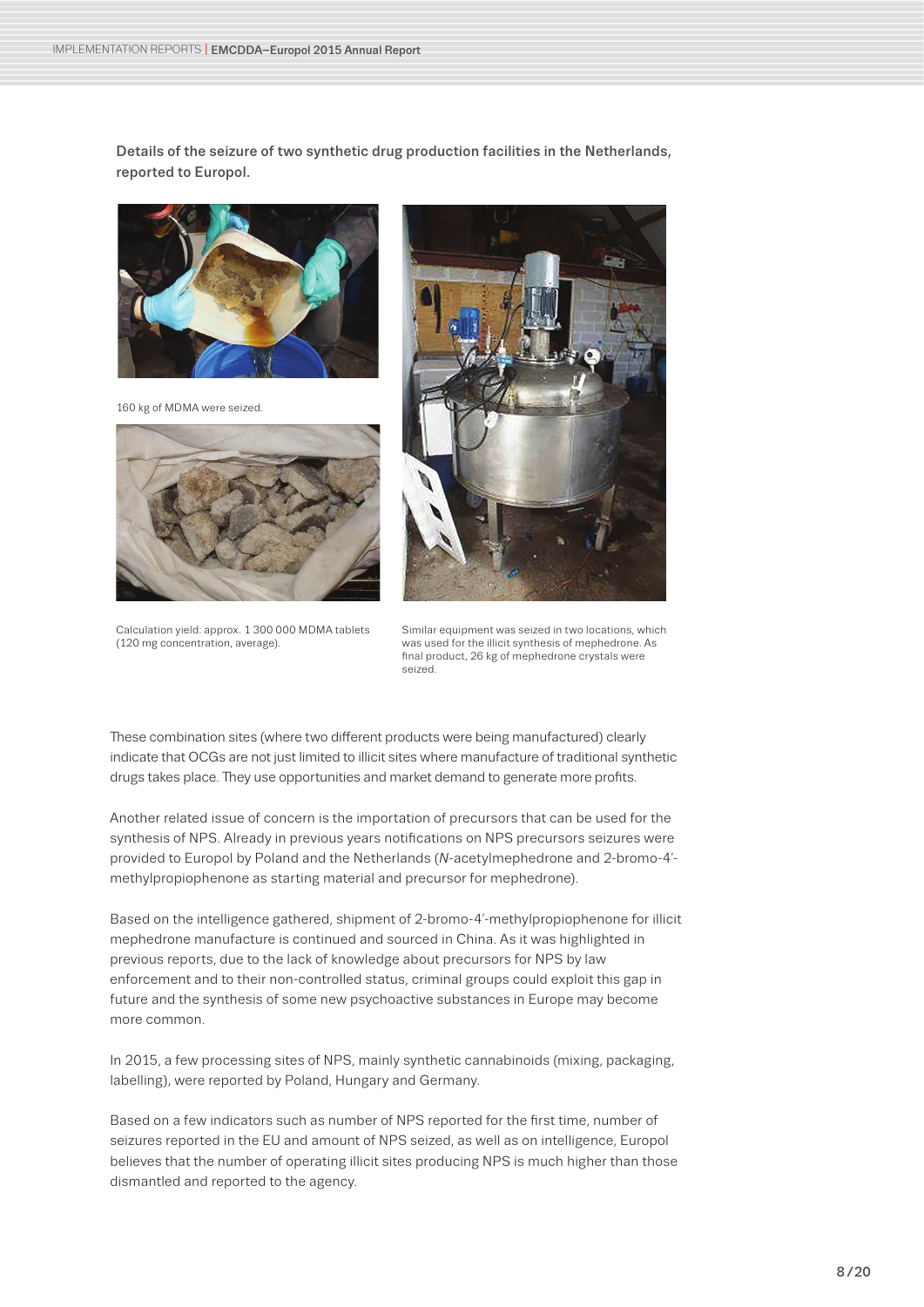Details of the seizure of two synthetic drug production facilities in the Netherlands, reported to Europol.

160 kg of MDMA were seized.

Calculation yield: approx. 1 300 000 MDMA tablets (120 mg concentration, average).

Similar equipment was seized in two locations, which was used for the illicit synthesis of mephedrone. As final product, 26 kg of mephedrone crystals were seized.

These combination sites (where two different products were being manufactured) clearly indicate that OCGs are not just limited to illicit sites where manufacture of traditional synthetic drugs takes place. They use opportunities and market demand to generate more profits.

Another related issue of concern is the importation of precursors that can be used for the synthesis of NPS. Already in previous years notifications on NPS precursors seizures were provided to Europol by Poland and the Netherlands (*N*-acetylmephedrone and 2-bromo-4′-methylpropiophenone as starting material and precursor for mephedrone).

Based on the intelligence gathered, shipment of 2-bromo-4′-methylpropiophenone for illicit mephedrone manufacture is continued and sourced in China. As it was highlighted in previous reports, due to the lack of knowledge about precursors for NPS by law enforcement and to their non-controlled status, criminal groups could exploit this gap in future and the synthesis of some new psychoactive substances in Europe may become more common.

In 2015, a few processing sites of NPS, mainly synthetic cannabinoids (mixing, packaging, labelling), were reported by Poland, Hungary and Germany.

Based on a few indicators such as number of NPS reported for the first time, number of seizures reported in the EU and amount of NPS seized, as well as on intelligence, Europol believes that the number of operating illicit sites producing NPS is much higher than those dismantled and reported to the agency.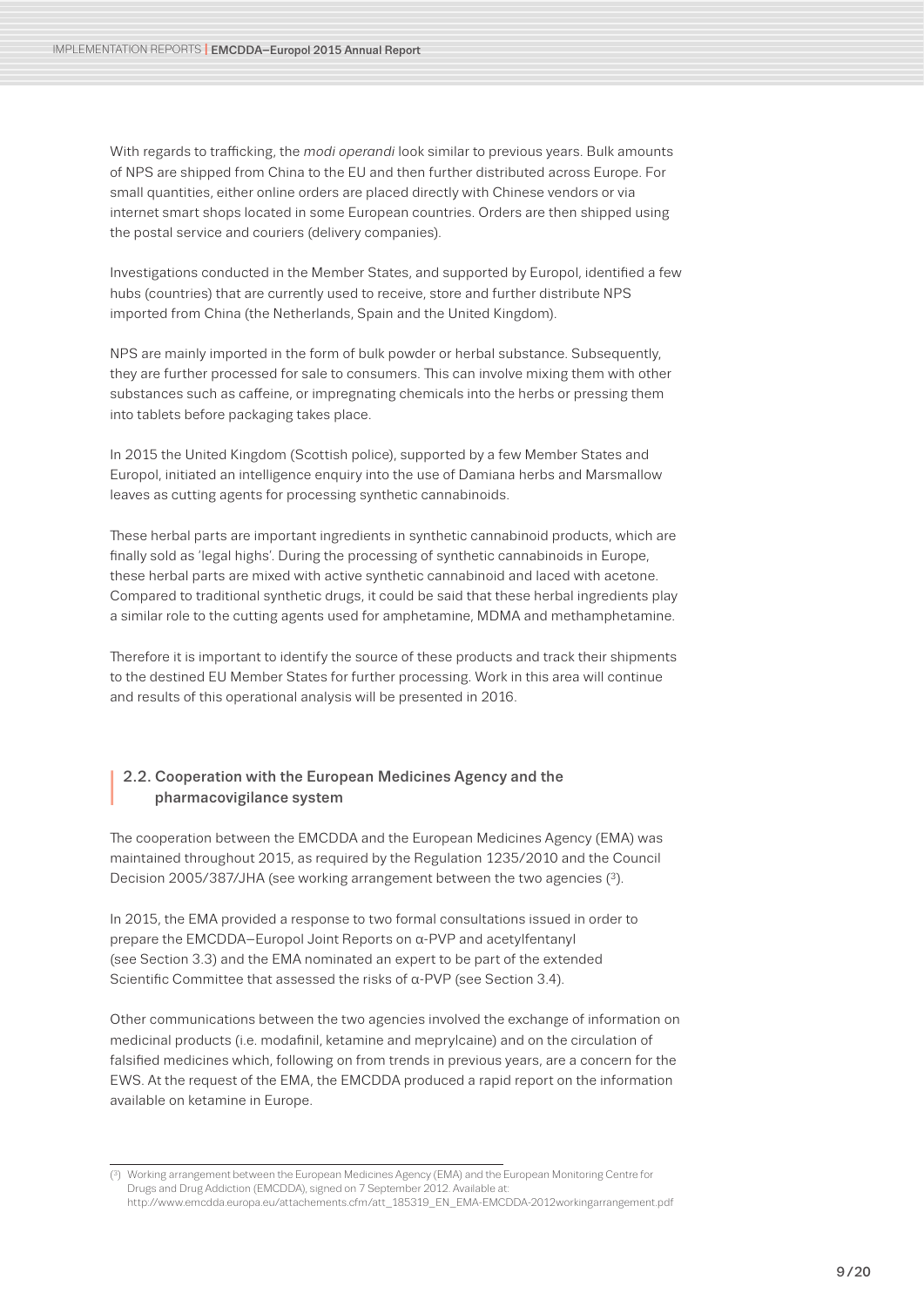With regards to trafficking, the *modi operandi* look similar to previous years. Bulk amounts of NPS are shipped from China to the EU and then further distributed across Europe. For small quantities, either online orders are placed directly with Chinese vendors or via internet smart shops located in some European countries. Orders are then shipped using the postal service and couriers (delivery companies).

Investigations conducted in the Member States, and supported by Europol, identified a few hubs (countries) that are currently used to receive, store and further distribute NPS imported from China (the Netherlands, Spain and the United Kingdom).

NPS are mainly imported in the form of bulk powder or herbal substance. Subsequently, they are further processed for sale to consumers. This can involve mixing them with other substances such as caffeine, or impregnating chemicals into the herbs or pressing them into tablets before packaging takes place.

In 2015 the United Kingdom (Scottish police), supported by a few Member States and Europol, initiated an intelligence enquiry into the use of Damiana herbs and Marsmallow leaves as cutting agents for processing synthetic cannabinoids.

These herbal parts are important ingredients in synthetic cannabinoid products, which are finally sold as 'legal highs'. During the processing of synthetic cannabinoids in Europe, these herbal parts are mixed with active synthetic cannabinoid and laced with acetone. Compared to traditional synthetic drugs, it could be said that these herbal ingredients play a similar role to the cutting agents used for amphetamine, MDMA and methamphetamine.

Therefore it is important to identify the source of these products and track their shipments to the destined EU Member States for further processing. Work in this area will continue and results of this operational analysis will be presented in 2016.

## 2.2. Cooperation with the European Medicines Agency and the pharmacovigilance system

The cooperation between the EMCDDA and the European Medicines Agency (EMA) was maintained throughout 2015, as required by the Regulation 1235/2010 and the Council Decision 2005/387/JHA (see working arrangement between the two agencies [3]).

In 2015, the EMA provided a response to two formal consultations issued in order to prepare the EMCDDA–Europol Joint Reports on α-PVP and acetylfentanyl (see Section 3.3) and the EMA nominated an expert to be part of the extended Scientific Committee that assessed the risks of α-PVP (see Section 3.4).

Other communications between the two agencies involved the exchange of information on medicinal products (i.e. modafinil, ketamine and meprylcaine) and on the circulation of falsified medicines which, following on from trends in previous years, are a concern for the EWS. At the request of the EMA, the EMCDDA produced a rapid report on the information available on ketamine in Europe.

---

[3] Working arrangement between the European Medicines Agency (EMA) and the European Monitoring Centre for Drugs and Drug Addiction (EMCDDA), signed on 7 September 2012. Available at: http://www.emcdda.europa.eu/attachements.cfm/att_185319_EN_EMA-EMCDDA-2012workingarrangement.pdf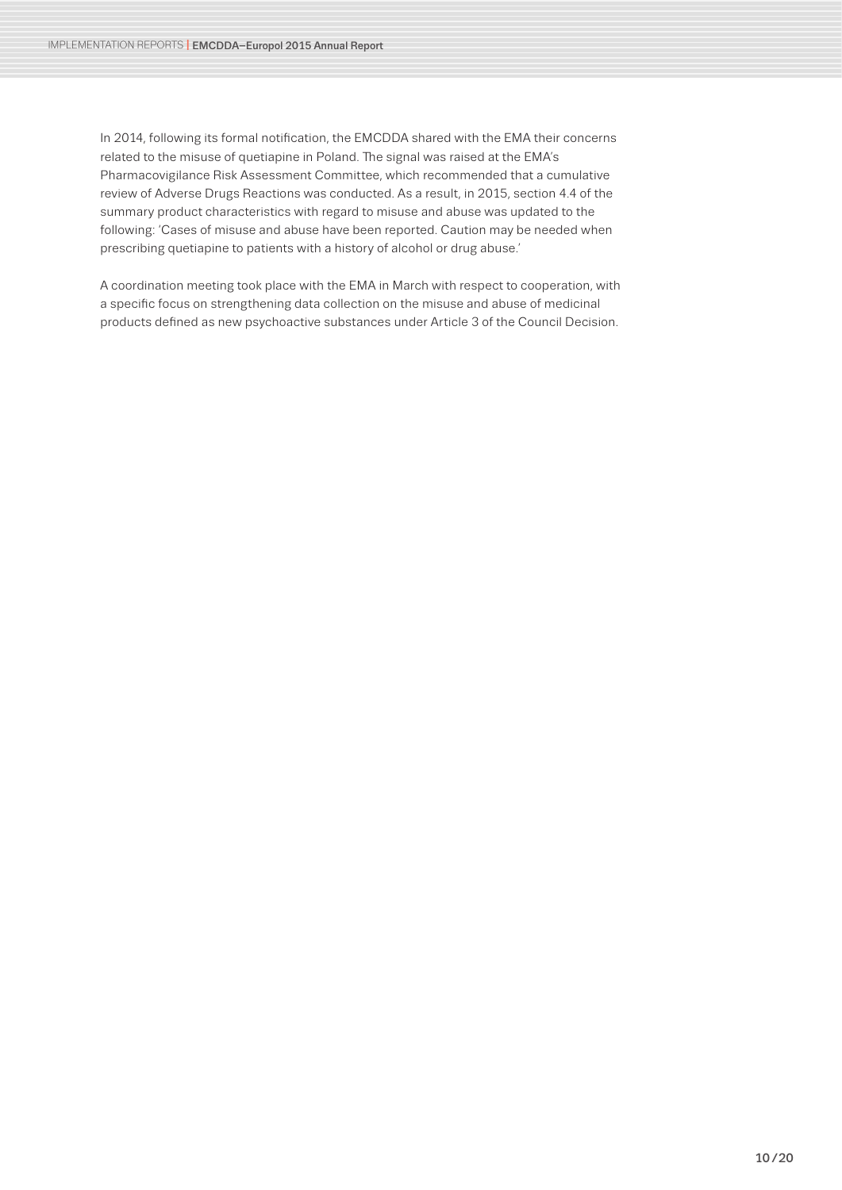In 2014, following its formal notification, the EMCDDA shared with the EMA their concerns related to the misuse of quetiapine in Poland. The signal was raised at the EMA's Pharmacovigilance Risk Assessment Committee, which recommended that a cumulative review of Adverse Drugs Reactions was conducted. As a result, in 2015, section 4.4 of the summary product characteristics with regard to misuse and abuse was updated to the following: 'Cases of misuse and abuse have been reported. Caution may be needed when prescribing quetiapine to patients with a history of alcohol or drug abuse.'

A coordination meeting took place with the EMA in March with respect to cooperation, with a specific focus on strengthening data collection on the misuse and abuse of medicinal products defined as new psychoactive substances under Article 3 of the Council Decision.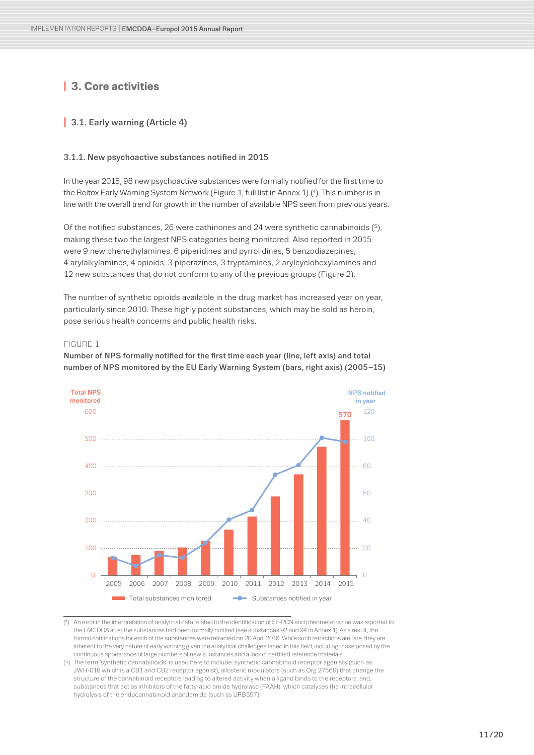# 3. Core activities

## 3.1. Early warning (Article 4)

### 3.1.1. New psychoactive substances notified in 2015

In the year 2015, 98 new psychoactive substances were formally notified for the first time to the Reitox Early Warning System Network (Figure 1, full list in Annex 1) [4]. This number is in line with the overall trend for growth in the number of available NPS seen from previous years.

Of the notified substances, 26 were cathinones and 24 were synthetic cannabinoids [5], making these two the largest NPS categories being monitored. Also reported in 2015 were 9 new phenethylamines, 6 piperidines and pyrrolidines, 5 benzodiazepines, 4 arylalkylamines, 4 opioids, 3 piperazines, 3 tryptamines, 2 arylcyclohexylamines and 12 new substances that do not conform to any of the previous groups (Figure 2).

The number of synthetic opioids available in the drug market has increased year on year, particularly since 2010. These highly potent substances, which may be sold as heroin, pose serious health concerns and public health risks.

FIGURE 1

**Number of NPS formally notified for the first time each year (line, left axis) and total number of NPS monitored by the EU Early Warning System (bars, right axis) (2005–15)**

Total NPS monitored | NPS notified in year

570

Total substances monitored — Substances notified in year

Years: 2005, 2006, 2007, 2008, 2009, 2010, 2011, 2012, 2013, 2014, 2015

---

[4] An error in the interpretation of analytical data related to the identification of 5F-PCN and phenmetetrazine was reported to the EMCDDA after the substances had been formally notified (see substances 92 and 94 in Annex 1). As a result, the formal notifications for each of the substances were retracted on 20 April 2016. While such retractions are rare, they are inherent to the very nature of early warning given the analytical challenges faced in this field, including those posed by the continuous appearance of large numbers of new substances and a lack of certified reference materials.

[5] The term 'synthetic cannabinoids' is used here to include: synthetic cannabinoid receptor agonists (such as JWH-018 which is a CB1 and CB2 receptor agonist); allosteric modulators (such as Org 27569) that change the structure of the cannabinoid receptors leading to altered activity when a ligand binds to the receptors; and, substances that act as inhibitors of the fatty-acid amide hydrolase (FAAH), which catalyses the intracellular hydrolysis of the endocannabinoid anandamide (such as URB597).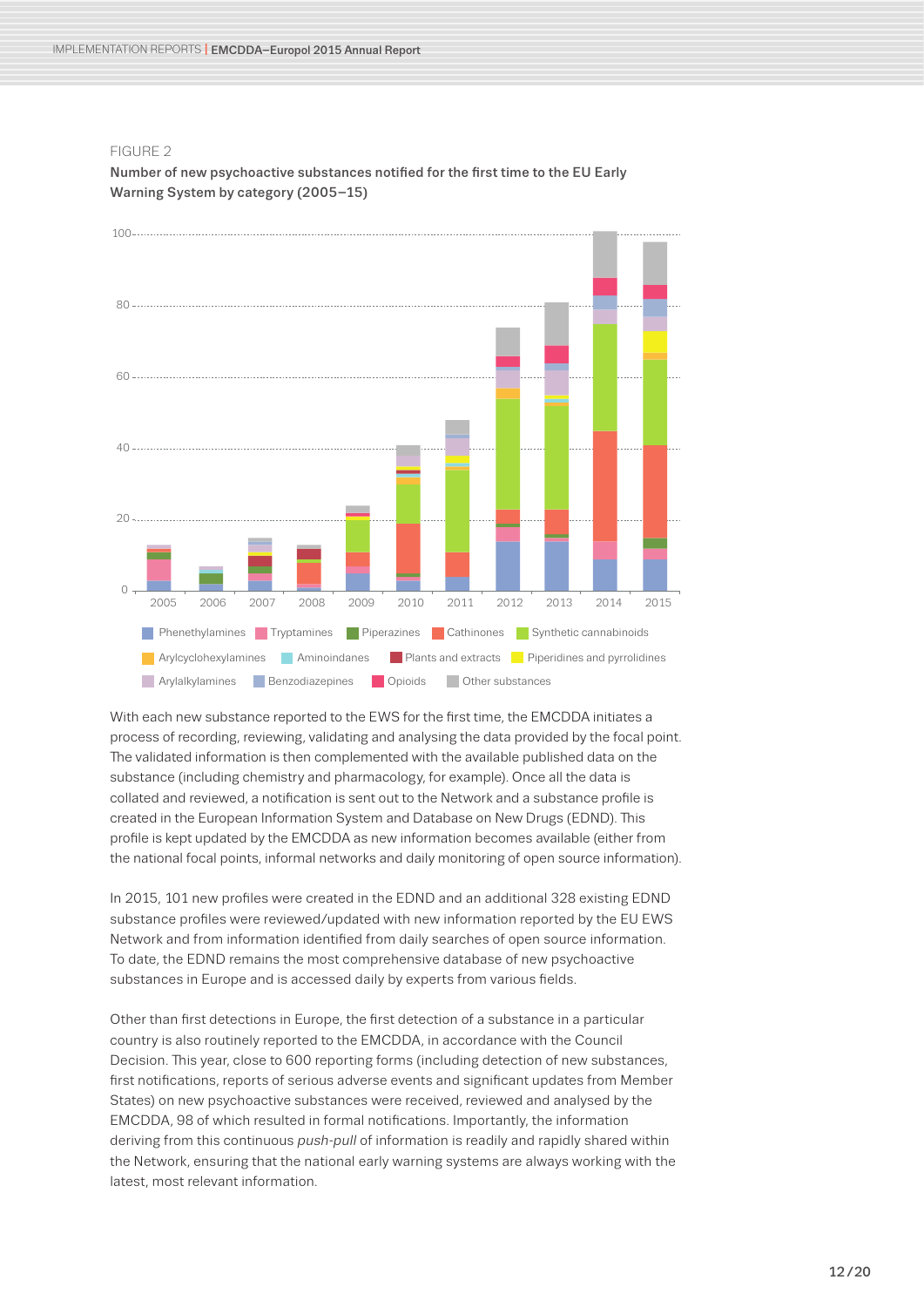FIGURE 2

**Number of new psychoactive substances notified for the first time to the EU Early Warning System by category (2005–15)**

With each new substance reported to the EWS for the first time, the EMCDDA initiates a process of recording, reviewing, validating and analysing the data provided by the focal point. The validated information is then complemented with the available published data on the substance (including chemistry and pharmacology, for example). Once all the data is collated and reviewed, a notification is sent out to the Network and a substance profile is created in the European Information System and Database on New Drugs (EDND). This profile is kept updated by the EMCDDA as new information becomes available (either from the national focal points, informal networks and daily monitoring of open source information).

In 2015, 101 new profiles were created in the EDND and an additional 328 existing EDND substance profiles were reviewed/updated with new information reported by the EU EWS Network and from information identified from daily searches of open source information. To date, the EDND remains the most comprehensive database of new psychoactive substances in Europe and is accessed daily by experts from various fields.

Other than first detections in Europe, the first detection of a substance in a particular country is also routinely reported to the EMCDDA, in accordance with the Council Decision. This year, close to 600 reporting forms (including detection of new substances, first notifications, reports of serious adverse events and significant updates from Member States) on new psychoactive substances were received, reviewed and analysed by the EMCDDA, 98 of which resulted in formal notifications. Importantly, the information deriving from this continuous *push-pull* of information is readily and rapidly shared within the Network, ensuring that the national early warning systems are always working with the latest, most relevant information.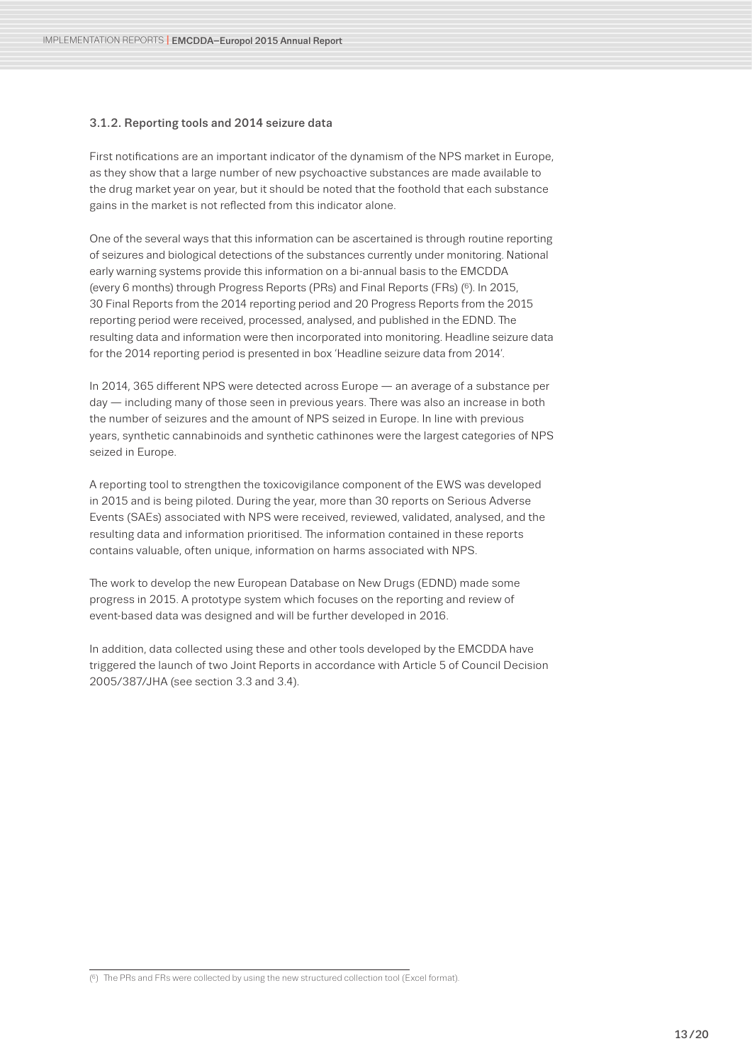### 3.1.2. Reporting tools and 2014 seizure data

First notifications are an important indicator of the dynamism of the NPS market in Europe, as they show that a large number of new psychoactive substances are made available to the drug market year on year, but it should be noted that the foothold that each substance gains in the market is not reflected from this indicator alone.

One of the several ways that this information can be ascertained is through routine reporting of seizures and biological detections of the substances currently under monitoring. National early warning systems provide this information on a bi-annual basis to the EMCDDA (every 6 months) through Progress Reports (PRs) and Final Reports (FRs) [6]. In 2015, 30 Final Reports from the 2014 reporting period and 20 Progress Reports from the 2015 reporting period were received, processed, analysed, and published in the EDND. The resulting data and information were then incorporated into monitoring. Headline seizure data for the 2014 reporting period is presented in box 'Headline seizure data from 2014'.

In 2014, 365 different NPS were detected across Europe — an average of a substance per day — including many of those seen in previous years. There was also an increase in both the number of seizures and the amount of NPS seized in Europe. In line with previous years, synthetic cannabinoids and synthetic cathinones were the largest categories of NPS seized in Europe.

A reporting tool to strengthen the toxicovigilance component of the EWS was developed in 2015 and is being piloted. During the year, more than 30 reports on Serious Adverse Events (SAEs) associated with NPS were received, reviewed, validated, analysed, and the resulting data and information prioritised. The information contained in these reports contains valuable, often unique, information on harms associated with NPS.

The work to develop the new European Database on New Drugs (EDND) made some progress in 2015. A prototype system which focuses on the reporting and review of event-based data was designed and will be further developed in 2016.

In addition, data collected using these and other tools developed by the EMCDDA have triggered the launch of two Joint Reports in accordance with Article 5 of Council Decision 2005/387/JHA (see section 3.3 and 3.4).

---

[6] The PRs and FRs were collected by using the new structured collection tool (Excel format).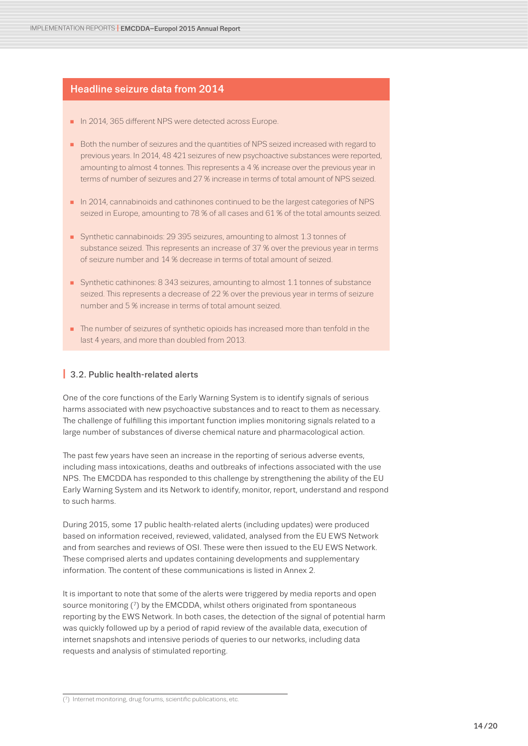## Headline seizure data from 2014

- In 2014, 365 different NPS were detected across Europe.
- Both the number of seizures and the quantities of NPS seized increased with regard to previous years. In 2014, 48 421 seizures of new psychoactive substances were reported, amounting to almost 4 tonnes. This represents a 4 % increase over the previous year in terms of number of seizures and 27 % increase in terms of total amount of NPS seized.
- In 2014, cannabinoids and cathinones continued to be the largest categories of NPS seized in Europe, amounting to 78 % of all cases and 61 % of the total amounts seized.
- Synthetic cannabinoids: 29 395 seizures, amounting to almost 1.3 tonnes of substance seized. This represents an increase of 37 % over the previous year in terms of seizure number and 14 % decrease in terms of total amount of seized.
- Synthetic cathinones: 8 343 seizures, amounting to almost 1.1 tonnes of substance seized. This represents a decrease of 22 % over the previous year in terms of seizure number and 5 % increase in terms of total amount seized.
- The number of seizures of synthetic opioids has increased more than tenfold in the last 4 years, and more than doubled from 2013.

### 3.2. Public health-related alerts

One of the core functions of the Early Warning System is to identify signals of serious harms associated with new psychoactive substances and to react to them as necessary. The challenge of fulfilling this important function implies monitoring signals related to a large number of substances of diverse chemical nature and pharmacological action.

The past few years have seen an increase in the reporting of serious adverse events, including mass intoxications, deaths and outbreaks of infections associated with the use NPS. The EMCDDA has responded to this challenge by strengthening the ability of the EU Early Warning System and its Network to identify, monitor, report, understand and respond to such harms.

During 2015, some 17 public health-related alerts (including updates) were produced based on information received, reviewed, validated, analysed from the EU EWS Network and from searches and reviews of OSI. These were then issued to the EU EWS Network. These comprised alerts and updates containing developments and supplementary information. The content of these communications is listed in Annex 2.

It is important to note that some of the alerts were triggered by media reports and open source monitoring ([7]) by the EMCDDA, whilst others originated from spontaneous reporting by the EWS Network. In both cases, the detection of the signal of potential harm was quickly followed up by a period of rapid review of the available data, execution of internet snapshots and intensive periods of queries to our networks, including data requests and analysis of stimulated reporting.

---

([7]) Internet monitoring, drug forums, scientific publications, etc.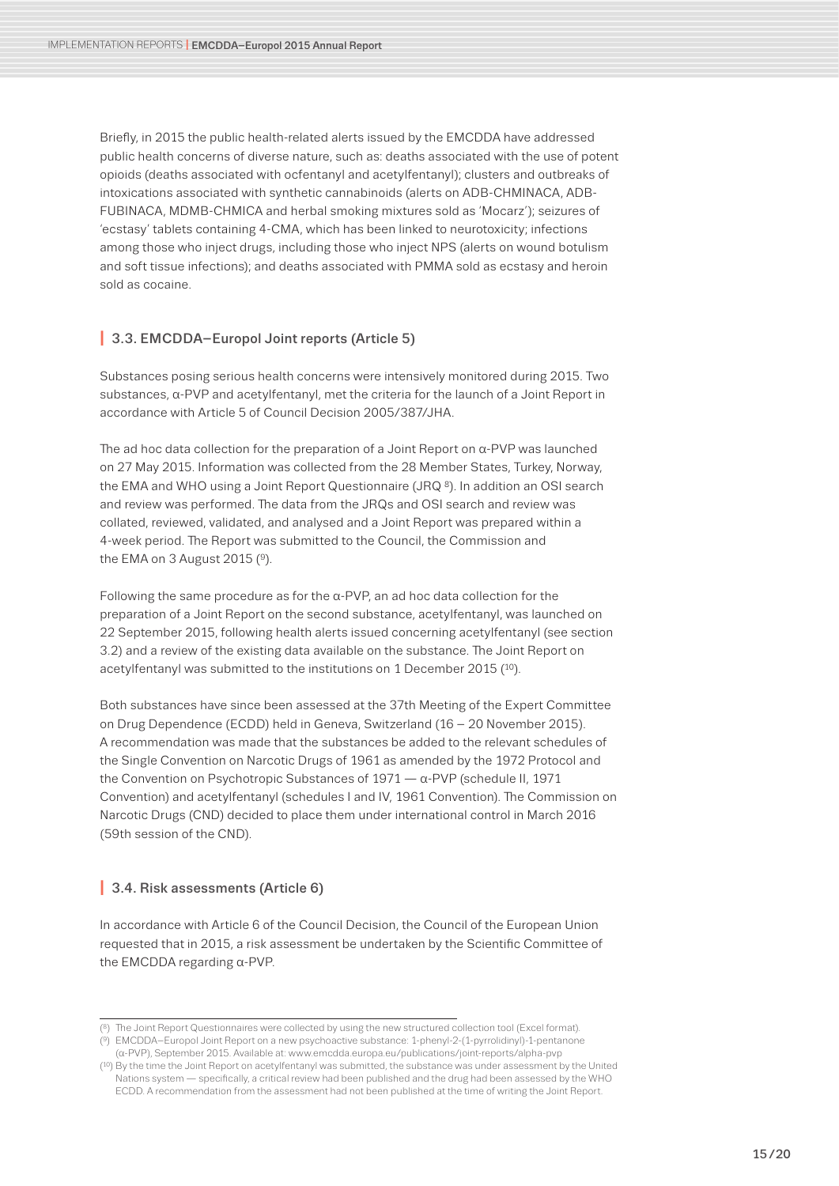Briefly, in 2015 the public health-related alerts issued by the EMCDDA have addressed public health concerns of diverse nature, such as: deaths associated with the use of potent opioids (deaths associated with ocfentanyl and acetylfentanyl); clusters and outbreaks of intoxications associated with synthetic cannabinoids (alerts on ADB-CHMINACA, ADB-FUBINACA, MDMB-CHMICA and herbal smoking mixtures sold as 'Mocarz'); seizures of 'ecstasy' tablets containing 4-CMA, which has been linked to neurotoxicity; infections among those who inject drugs, including those who inject NPS (alerts on wound botulism and soft tissue infections); and deaths associated with PMMA sold as ecstasy and heroin sold as cocaine.

## 3.3. EMCDDA–Europol Joint reports (Article 5)

Substances posing serious health concerns were intensively monitored during 2015. Two substances, α-PVP and acetylfentanyl, met the criteria for the launch of a Joint Report in accordance with Article 5 of Council Decision 2005/387/JHA.

The ad hoc data collection for the preparation of a Joint Report on α-PVP was launched on 27 May 2015. Information was collected from the 28 Member States, Turkey, Norway, the EMA and WHO using a Joint Report Questionnaire (JRQ [8]). In addition an OSI search and review was performed. The data from the JRQs and OSI search and review was collated, reviewed, validated, and analysed and a Joint Report was prepared within a 4-week period. The Report was submitted to the Council, the Commission and the EMA on 3 August 2015 ([9]).

Following the same procedure as for the α-PVP, an ad hoc data collection for the preparation of a Joint Report on the second substance, acetylfentanyl, was launched on 22 September 2015, following health alerts issued concerning acetylfentanyl (see section 3.2) and a review of the existing data available on the substance. The Joint Report on acetylfentanyl was submitted to the institutions on 1 December 2015 ([10]).

Both substances have since been assessed at the 37th Meeting of the Expert Committee on Drug Dependence (ECDD) held in Geneva, Switzerland (16 – 20 November 2015). A recommendation was made that the substances be added to the relevant schedules of the Single Convention on Narcotic Drugs of 1961 as amended by the 1972 Protocol and the Convention on Psychotropic Substances of 1971 — α-PVP (schedule II, 1971 Convention) and acetylfentanyl (schedules I and IV, 1961 Convention). The Commission on Narcotic Drugs (CND) decided to place them under international control in March 2016 (59th session of the CND).

## 3.4. Risk assessments (Article 6)

In accordance with Article 6 of the Council Decision, the Council of the European Union requested that in 2015, a risk assessment be undertaken by the Scientific Committee of the EMCDDA regarding α-PVP.

---

([8]) The Joint Report Questionnaires were collected by using the new structured collection tool (Excel format).

([9]) EMCDDA–Europol Joint Report on a new psychoactive substance: 1-phenyl-2-(1-pyrrolidinyl)-1-pentanone (α-PVP), September 2015. Available at: www.emcdda.europa.eu/publications/joint-reports/alpha-pvp

([10]) By the time the Joint Report on acetylfentanyl was submitted, the substance was under assessment by the United Nations system — specifically, a critical review had been published and the drug had been assessed by the WHO ECDD. A recommendation from the assessment had not been published at the time of writing the Joint Report.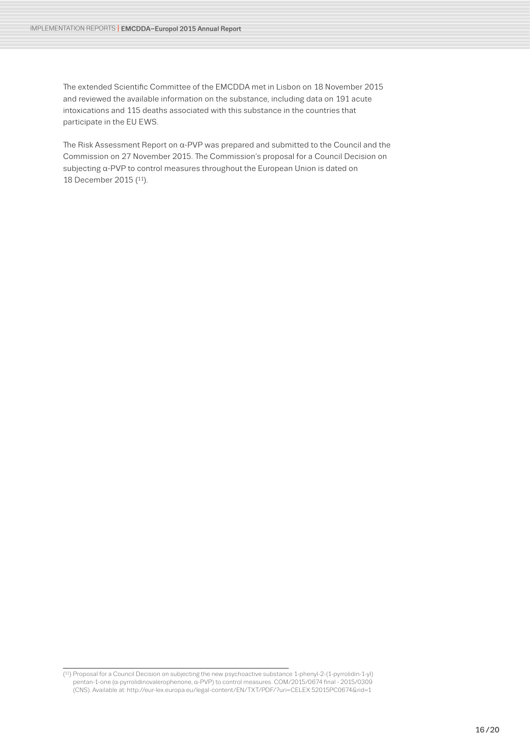The extended Scientific Committee of the EMCDDA met in Lisbon on 18 November 2015 and reviewed the available information on the substance, including data on 191 acute intoxications and 115 deaths associated with this substance in the countries that participate in the EU EWS.

The Risk Assessment Report on α-PVP was prepared and submitted to the Council and the Commission on 27 November 2015. The Commission's proposal for a Council Decision on subjecting α-PVP to control measures throughout the European Union is dated on 18 December 2015 (11).

---

(11) Proposal for a Council Decision on subjecting the new psychoactive substance 1-phenyl-2-(1-pyrrolidin-1-yl) pentan-1-one (α-pyrrolidinovalerophenone, α-PVP) to control measures. COM/2015/0674 final - 2015/0309 (CNS). Available at: http://eur-lex.europa.eu/legal-content/EN/TXT/PDF/?uri=CELEX:52015PC0674&rid=1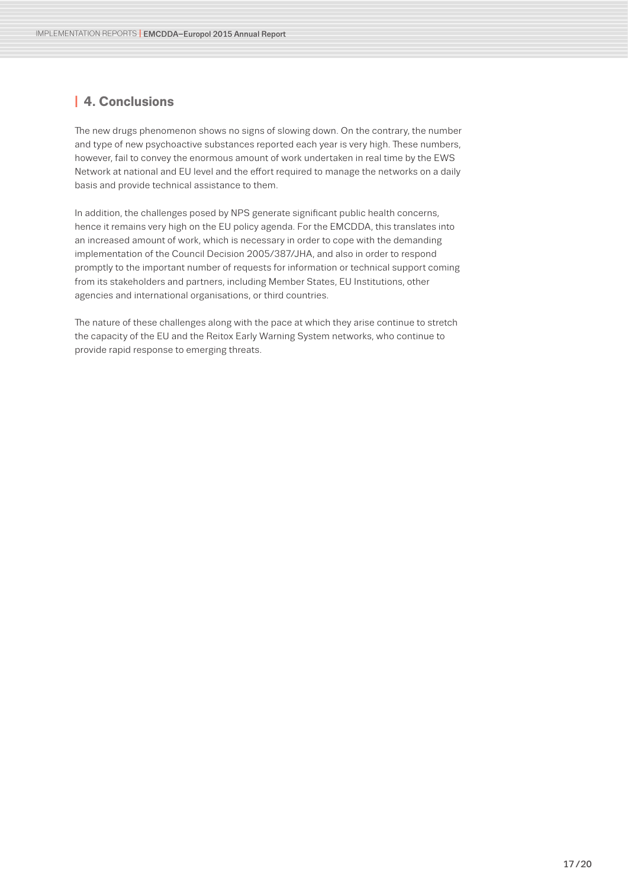## 4. Conclusions

The new drugs phenomenon shows no signs of slowing down. On the contrary, the number and type of new psychoactive substances reported each year is very high. These numbers, however, fail to convey the enormous amount of work undertaken in real time by the EWS Network at national and EU level and the effort required to manage the networks on a daily basis and provide technical assistance to them.

In addition, the challenges posed by NPS generate significant public health concerns, hence it remains very high on the EU policy agenda. For the EMCDDA, this translates into an increased amount of work, which is necessary in order to cope with the demanding implementation of the Council Decision 2005/387/JHA, and also in order to respond promptly to the important number of requests for information or technical support coming from its stakeholders and partners, including Member States, EU Institutions, other agencies and international organisations, or third countries.

The nature of these challenges along with the pace at which they arise continue to stretch the capacity of the EU and the Reitox Early Warning System networks, who continue to provide rapid response to emerging threats.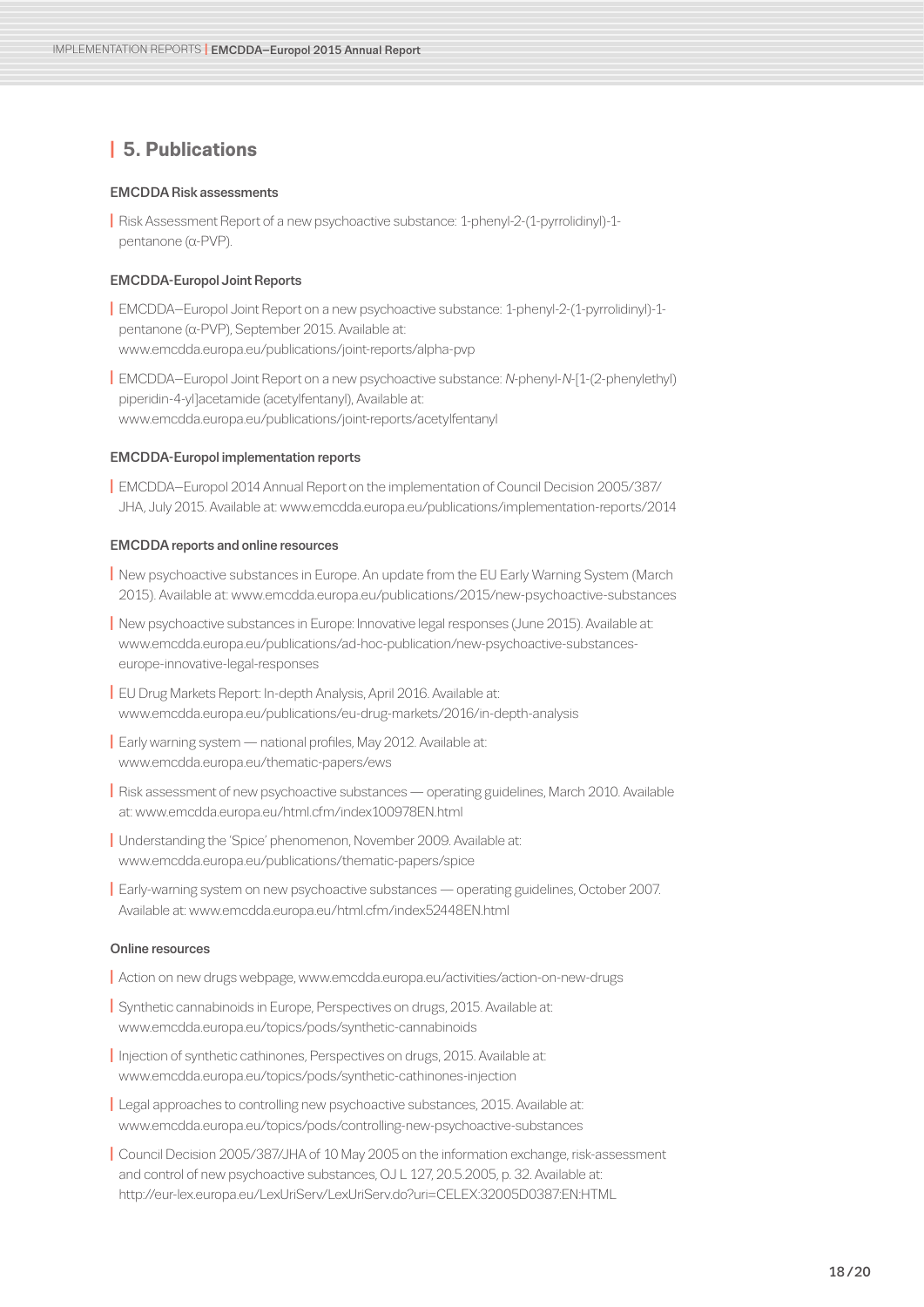## 5. Publications

### EMCDDA Risk assessments

- Risk Assessment Report of a new psychoactive substance: 1-phenyl-2-(1-pyrrolidinyl)-1-pentanone (α-PVP).

### EMCDDA-Europol Joint Reports

- EMCDDA–Europol Joint Report on a new psychoactive substance: 1-phenyl-2-(1-pyrrolidinyl)-1-pentanone (α-PVP), September 2015. Available at: www.emcdda.europa.eu/publications/joint-reports/alpha-pvp
- EMCDDA–Europol Joint Report on a new psychoactive substance: *N*-phenyl-*N*-[1-(2-phenylethyl) piperidin-4-yl]acetamide (acetylfentanyl), Available at: www.emcdda.europa.eu/publications/joint-reports/acetylfentanyl

### EMCDDA-Europol implementation reports

- EMCDDA–Europol 2014 Annual Report on the implementation of Council Decision 2005/387/JHA, July 2015. Available at: www.emcdda.europa.eu/publications/implementation-reports/2014

### EMCDDA reports and online resources

- New psychoactive substances in Europe. An update from the EU Early Warning System (March 2015). Available at: www.emcdda.europa.eu/publications/2015/new-psychoactive-substances
- New psychoactive substances in Europe: Innovative legal responses (June 2015). Available at: www.emcdda.europa.eu/publications/ad-hoc-publication/new-psychoactive-substances-europe-innovative-legal-responses
- EU Drug Markets Report: In-depth Analysis, April 2016. Available at: www.emcdda.europa.eu/publications/eu-drug-markets/2016/in-depth-analysis
- Early warning system — national profiles, May 2012. Available at: www.emcdda.europa.eu/thematic-papers/ews
- Risk assessment of new psychoactive substances — operating guidelines, March 2010. Available at: www.emcdda.europa.eu/html.cfm/index100978EN.html
- Understanding the 'Spice' phenomenon, November 2009. Available at: www.emcdda.europa.eu/publications/thematic-papers/spice
- Early-warning system on new psychoactive substances — operating guidelines, October 2007. Available at: www.emcdda.europa.eu/html.cfm/index52448EN.html

### Online resources

- Action on new drugs webpage, www.emcdda.europa.eu/activities/action-on-new-drugs
- Synthetic cannabinoids in Europe, Perspectives on drugs, 2015. Available at: www.emcdda.europa.eu/topics/pods/synthetic-cannabinoids
- Injection of synthetic cathinones, Perspectives on drugs, 2015. Available at: www.emcdda.europa.eu/topics/pods/synthetic-cathinones-injection
- Legal approaches to controlling new psychoactive substances, 2015. Available at: www.emcdda.europa.eu/topics/pods/controlling-new-psychoactive-substances
- Council Decision 2005/387/JHA of 10 May 2005 on the information exchange, risk-assessment and control of new psychoactive substances, OJ L 127, 20.5.2005, p. 32. Available at: http://eur-lex.europa.eu/LexUriServ/LexUriServ.do?uri=CELEX:32005D0387:EN:HTML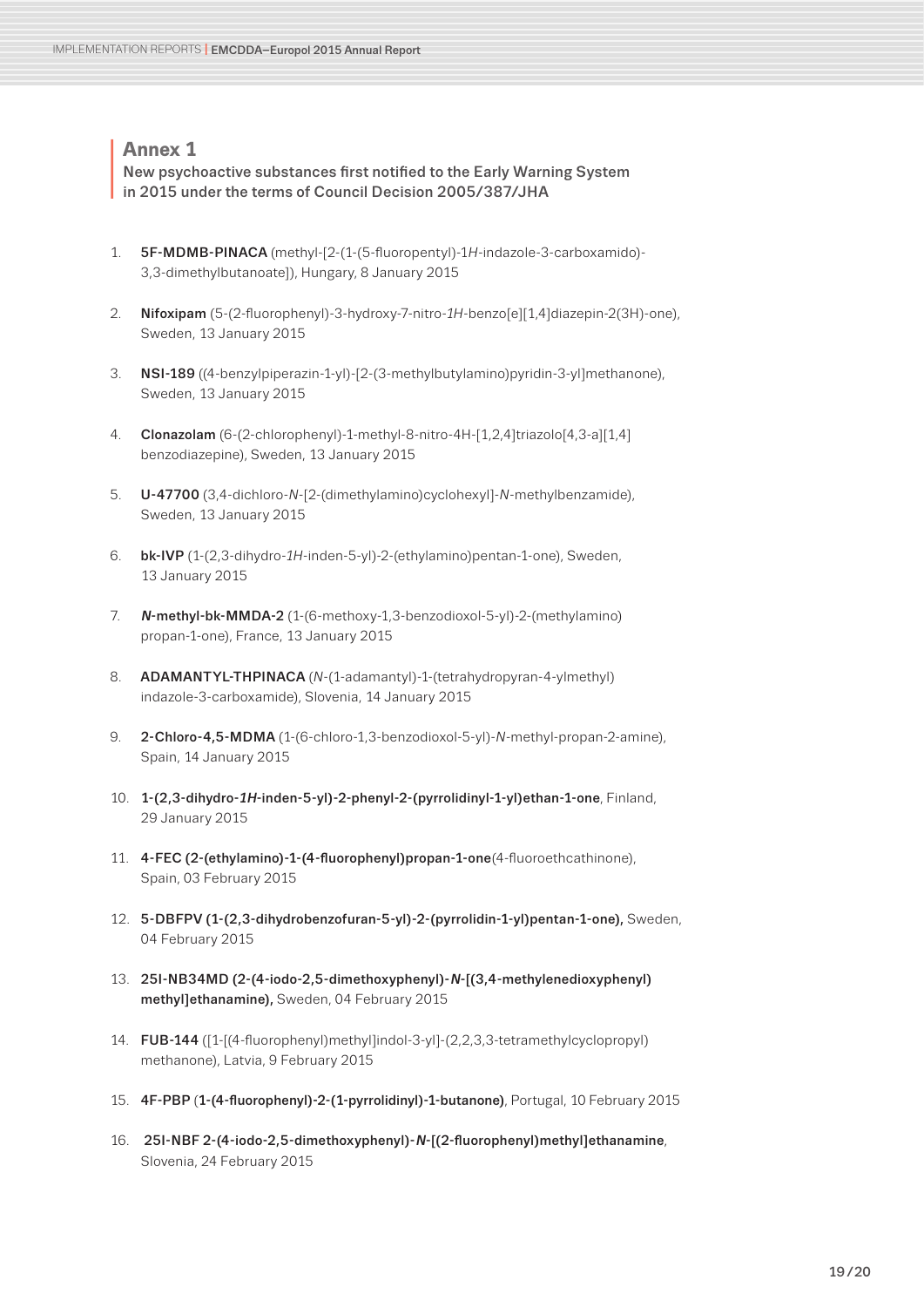## Annex 1

New psychoactive substances first notified to the Early Warning System in 2015 under the terms of Council Decision 2005/387/JHA

1. **5F-MDMB-PINACA** (methyl-[2-(1-(5-fluoropentyl)-1*H*-indazole-3-carboxamido)-3,3-dimethylbutanoate]), Hungary, 8 January 2015

2. **Nifoxipam** (5-(2-fluorophenyl)-3-hydroxy-7-nitro-*1H*-benzo[e][1,4]diazepin-2(3H)-one), Sweden, 13 January 2015

3. **NSI-189** ((4-benzylpiperazin-1-yl)-[2-(3-methylbutylamino)pyridin-3-yl]methanone), Sweden, 13 January 2015

4. **Clonazolam** (6-(2-chlorophenyl)-1-methyl-8-nitro-4H-[1,2,4]triazolo[4,3-a][1,4]benzodiazepine), Sweden, 13 January 2015

5. **U-47700** (3,4-dichloro-*N*-[2-(dimethylamino)cyclohexyl]-*N*-methylbenzamide), Sweden, 13 January 2015

6. **bk-IVP** (1-(2,3-dihydro-*1H*-inden-5-yl)-2-(ethylamino)pentan-1-one), Sweden, 13 January 2015

7. ***N*-methyl-bk-MMDA-2** (1-(6-methoxy-1,3-benzodioxol-5-yl)-2-(methylamino)propan-1-one), France, 13 January 2015

8. **ADAMANTYL-THPINACA** (*N*-(1-adamantyl)-1-(tetrahydropyran-4-ylmethyl)indazole-3-carboxamide), Slovenia, 14 January 2015

9. **2-Chloro-4,5-MDMA** (1-(6-chloro-1,3-benzodioxol-5-yl)-*N*-methyl-propan-2-amine), Spain, 14 January 2015

10. **1-(2,3-dihydro-*1H*-inden-5-yl)-2-phenyl-2-(pyrrolidinyl-1-yl)ethan-1-one**, Finland, 29 January 2015

11. **4-FEC (2-(ethylamino)-1-(4-fluorophenyl)propan-1-one**(4-fluoroethcathinone), Spain, 03 February 2015

12. **5-DBFPV (1-(2,3-dihydrobenzofuran-5-yl)-2-(pyrrolidin-1-yl)pentan-1-one),** Sweden, 04 February 2015

13. **25I-NB34MD (2-(4-iodo-2,5-dimethoxyphenyl)-*N*-[(3,4-methylenedioxyphenyl)methyl]ethanamine),** Sweden, 04 February 2015

14. **FUB-144** ([1-[(4-fluorophenyl)methyl]indol-3-yl]-(2,2,3,3-tetramethylcyclopropyl)methanone), Latvia, 9 February 2015

15. **4F-PBP** (**1-(4-fluorophenyl)-2-(1-pyrrolidinyl)-1-butanone)**, Portugal, 10 February 2015

16. **25I-NBF 2-(4-iodo-2,5-dimethoxyphenyl)-*N*-[(2-fluorophenyl)methyl]ethanamine**, Slovenia, 24 February 2015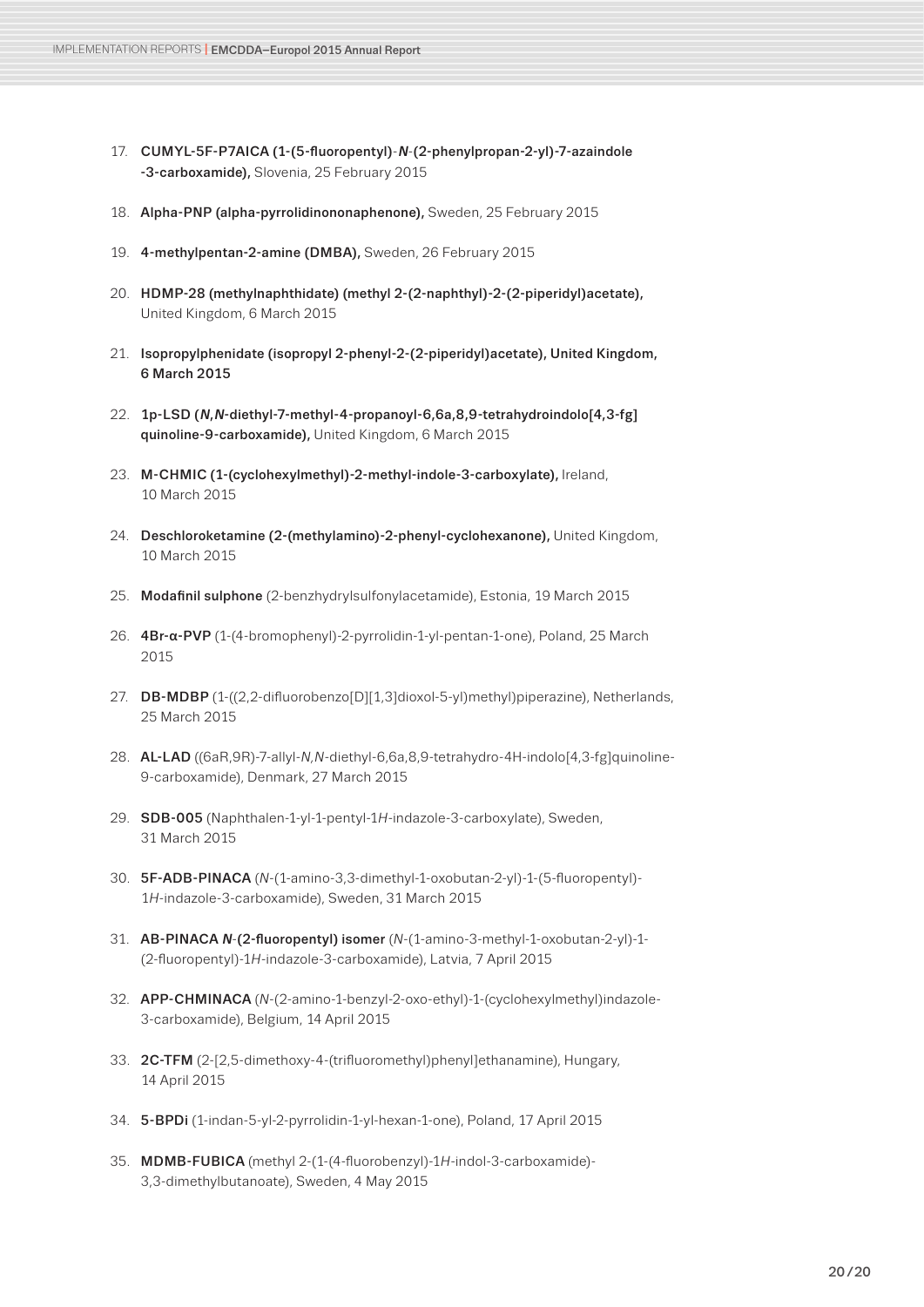17. **CUMYL-5F-P7AICA (1-(5-fluoropentyl)-*N*-(2-phenylpropan-2-yl)-7-azaindole -3-carboxamide),** Slovenia, 25 February 2015

18. **Alpha-PNP (alpha-pyrrolidinononaphenone),** Sweden, 25 February 2015

19. **4-methylpentan-2-amine (DMBA),** Sweden, 26 February 2015

20. **HDMP-28 (methylnaphthidate) (methyl 2-(2-naphthyl)-2-(2-piperidyl)acetate),** United Kingdom, 6 March 2015

21. **Isopropylphenidate (isopropyl 2-phenyl-2-(2-piperidyl)acetate), United Kingdom, 6 March 2015**

22. **1p-LSD (*N,N*-diethyl-7-methyl-4-propanoyl-6,6a,8,9-tetrahydroindolo[4,3-fg] quinoline-9-carboxamide),** United Kingdom, 6 March 2015

23. **M-CHMIC (1-(cyclohexylmethyl)-2-methyl-indole-3-carboxylate),** Ireland, 10 March 2015

24. **Deschloroketamine (2-(methylamino)-2-phenyl-cyclohexanone),** United Kingdom, 10 March 2015

25. **Modafinil sulphone** (2-benzhydrylsulfonylacetamide), Estonia, 19 March 2015

26. **4Br-α-PVP** (1-(4-bromophenyl)-2-pyrrolidin-1-yl-pentan-1-one), Poland, 25 March 2015

27. **DB-MDBP** (1-((2,2-difluorobenzo[D][1,3]dioxol-5-yl)methyl)piperazine), Netherlands, 25 March 2015

28. **AL-LAD** ((6aR,9R)-7-allyl-*N,N*-diethyl-6,6a,8,9-tetrahydro-4H-indolo[4,3-fg]quinoline-9-carboxamide), Denmark, 27 March 2015

29. **SDB-005** (Naphthalen-1-yl-1-pentyl-1*H*-indazole-3-carboxylate), Sweden, 31 March 2015

30. **5F-ADB-PINACA** (*N*-(1-amino-3,3-dimethyl-1-oxobutan-2-yl)-1-(5-fluoropentyl)-1*H*-indazole-3-carboxamide), Sweden, 31 March 2015

31. **AB-PINACA *N*-(2-fluoropentyl) isomer** (*N*-(1-amino-3-methyl-1-oxobutan-2-yl)-1-(2-fluoropentyl)-1*H*-indazole-3-carboxamide), Latvia, 7 April 2015

32. **APP-CHMINACA** (*N*-(2-amino-1-benzyl-2-oxo-ethyl)-1-(cyclohexylmethyl)indazole-3-carboxamide), Belgium, 14 April 2015

33. **2C-TFM** (2-[2,5-dimethoxy-4-(trifluoromethyl)phenyl]ethanamine), Hungary, 14 April 2015

34. **5-BPDi** (1-indan-5-yl-2-pyrrolidin-1-yl-hexan-1-one), Poland, 17 April 2015

35. **MDMB-FUBICA** (methyl 2-(1-(4-fluorobenzyl)-1*H*-indol-3-carboxamide)-3,3-dimethylbutanoate), Sweden, 4 May 2015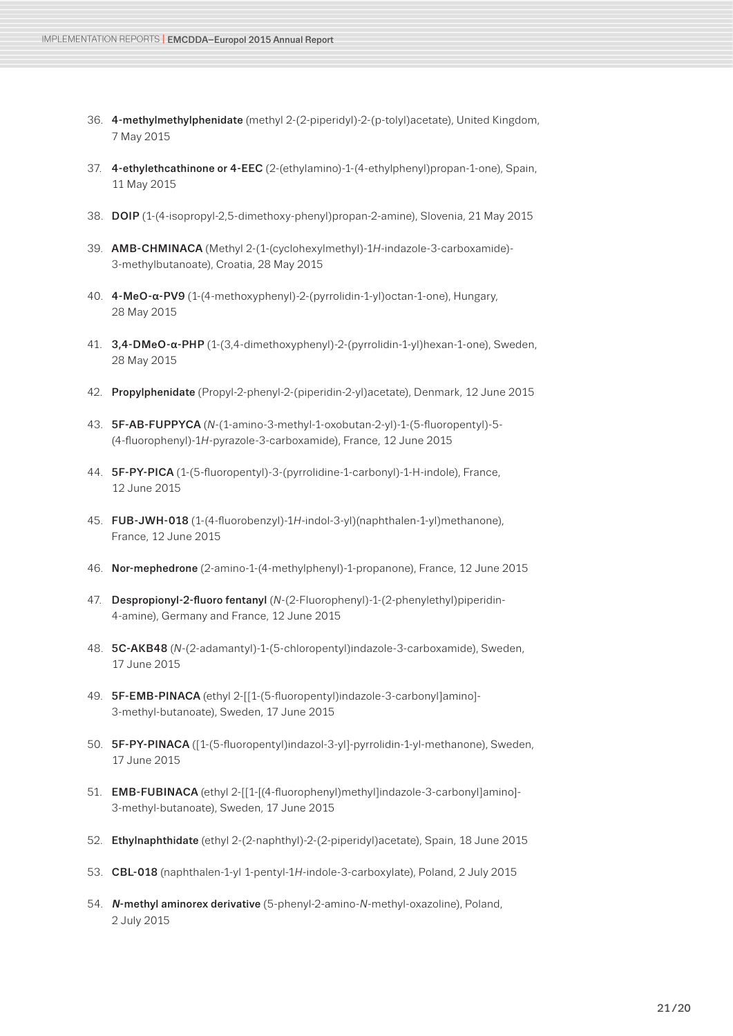36. **4-methylmethylphenidate** (methyl 2-(2-piperidyl)-2-(p-tolyl)acetate), United Kingdom, 7 May 2015

37. **4-ethylethcathinone or 4-EEC** (2-(ethylamino)-1-(4-ethylphenyl)propan-1-one), Spain, 11 May 2015

38. **DOIP** (1-(4-isopropyl-2,5-dimethoxy-phenyl)propan-2-amine), Slovenia, 21 May 2015

39. **AMB-CHMINACA** (Methyl 2-(1-(cyclohexylmethyl)-1*H*-indazole-3-carboxamide)-3-methylbutanoate), Croatia, 28 May 2015

40. **4-MeO-α-PV9** (1-(4-methoxyphenyl)-2-(pyrrolidin-1-yl)octan-1-one), Hungary, 28 May 2015

41. **3,4-DMeO-α-PHP** (1-(3,4-dimethoxyphenyl)-2-(pyrrolidin-1-yl)hexan-1-one), Sweden, 28 May 2015

42. **Propylphenidate** (Propyl-2-phenyl-2-(piperidin-2-yl)acetate), Denmark, 12 June 2015

43. **5F-AB-FUPPYCA** (*N*-(1-amino-3-methyl-1-oxobutan-2-yl)-1-(5-fluoropentyl)-5-(4-fluorophenyl)-1*H*-pyrazole-3-carboxamide), France, 12 June 2015

44. **5F-PY-PICA** (1-(5-fluoropentyl)-3-(pyrrolidine-1-carbonyl)-1-H-indole), France, 12 June 2015

45. **FUB-JWH-018** (1-(4-fluorobenzyl)-1*H*-indol-3-yl)(naphthalen-1-yl)methanone), France, 12 June 2015

46. **Nor-mephedrone** (2-amino-1-(4-methylphenyl)-1-propanone), France, 12 June 2015

47. **Despropionyl-2-fluoro fentanyl** (*N*-(2-Fluorophenyl)-1-(2-phenylethyl)piperidin-4-amine), Germany and France, 12 June 2015

48. **5C-AKB48** (*N*-(2-adamantyl)-1-(5-chloropentyl)indazole-3-carboxamide), Sweden, 17 June 2015

49. **5F-EMB-PINACA** (ethyl 2-[[1-(5-fluoropentyl)indazole-3-carbonyl]amino]-3-methyl-butanoate), Sweden, 17 June 2015

50. **5F-PY-PINACA** ([1-(5-fluoropentyl)indazol-3-yl]-pyrrolidin-1-yl-methanone), Sweden, 17 June 2015

51. **EMB-FUBINACA** (ethyl 2-[[1-[(4-fluorophenyl)methyl]indazole-3-carbonyl]amino]-3-methyl-butanoate), Sweden, 17 June 2015

52. **Ethylnaphthidate** (ethyl 2-(2-naphthyl)-2-(2-piperidyl)acetate), Spain, 18 June 2015

53. **CBL-018** (naphthalen-1-yl 1-pentyl-1*H*-indole-3-carboxylate), Poland, 2 July 2015

54. ***N*-methyl aminorex derivative** (5-phenyl-2-amino-*N*-methyl-oxazoline), Poland, 2 July 2015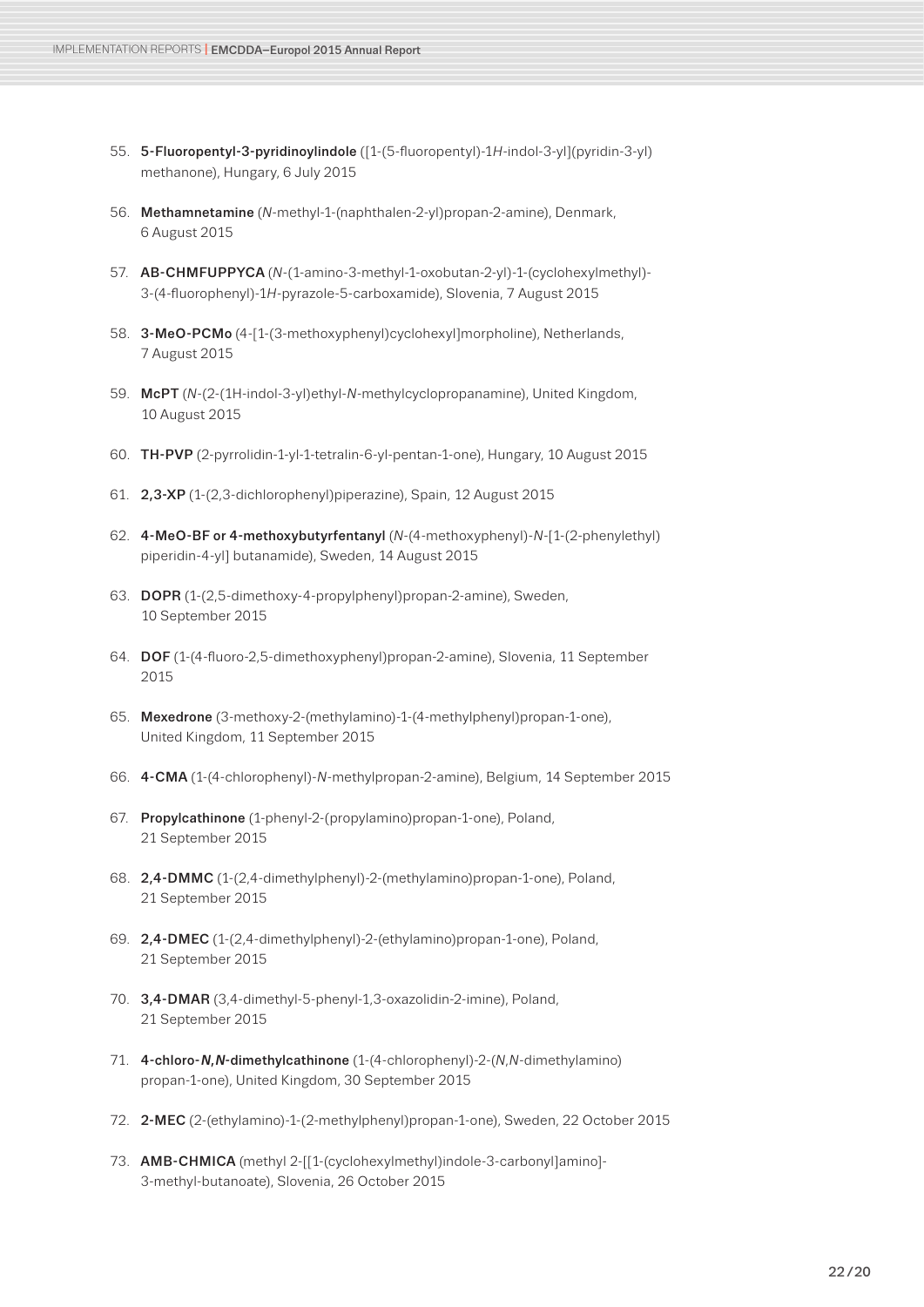55. **5-Fluoropentyl-3-pyridinoylindole** ([1-(5-fluoropentyl)-1*H*-indol-3-yl](pyridin-3-yl) methanone), Hungary, 6 July 2015

56. **Methamnetamine** (*N*-methyl-1-(naphthalen-2-yl)propan-2-amine), Denmark, 6 August 2015

57. **AB-CHMFUPPYCA** (*N*-(1-amino-3-methyl-1-oxobutan-2-yl)-1-(cyclohexylmethyl)-3-(4-fluorophenyl)-1*H*-pyrazole-5-carboxamide), Slovenia, 7 August 2015

58. **3-MeO-PCMo** (4-[1-(3-methoxyphenyl)cyclohexyl]morpholine), Netherlands, 7 August 2015

59. **McPT** (*N*-(2-(1H-indol-3-yl)ethyl-*N*-methylcyclopropanamine), United Kingdom, 10 August 2015

60. **TH-PVP** (2-pyrrolidin-1-yl-1-tetralin-6-yl-pentan-1-one), Hungary, 10 August 2015

61. **2,3-XP** (1-(2,3-dichlorophenyl)piperazine), Spain, 12 August 2015

62. **4-MeO-BF or 4-methoxybutyrfentanyl** (*N*-(4-methoxyphenyl)-*N*-[1-(2-phenylethyl) piperidin-4-yl] butanamide), Sweden, 14 August 2015

63. **DOPR** (1-(2,5-dimethoxy-4-propylphenyl)propan-2-amine), Sweden, 10 September 2015

64. **DOF** (1-(4-fluoro-2,5-dimethoxyphenyl)propan-2-amine), Slovenia, 11 September 2015

65. **Mexedrone** (3-methoxy-2-(methylamino)-1-(4-methylphenyl)propan-1-one), United Kingdom, 11 September 2015

66. **4-CMA** (1-(4-chlorophenyl)-*N*-methylpropan-2-amine), Belgium, 14 September 2015

67. **Propylcathinone** (1-phenyl-2-(propylamino)propan-1-one), Poland, 21 September 2015

68. **2,4-DMMC** (1-(2,4-dimethylphenyl)-2-(methylamino)propan-1-one), Poland, 21 September 2015

69. **2,4-DMEC** (1-(2,4-dimethylphenyl)-2-(ethylamino)propan-1-one), Poland, 21 September 2015

70. **3,4-DMAR** (3,4-dimethyl-5-phenyl-1,3-oxazolidin-2-imine), Poland, 21 September 2015

71. **4-chloro-*N,N*-dimethylcathinone** (1-(4-chlorophenyl)-2-(*N*,*N*-dimethylamino) propan-1-one), United Kingdom, 30 September 2015

72. **2-MEC** (2-(ethylamino)-1-(2-methylphenyl)propan-1-one), Sweden, 22 October 2015

73. **AMB-CHMICA** (methyl 2-[[1-(cyclohexylmethyl)indole-3-carbonyl]amino]-3-methyl-butanoate), Slovenia, 26 October 2015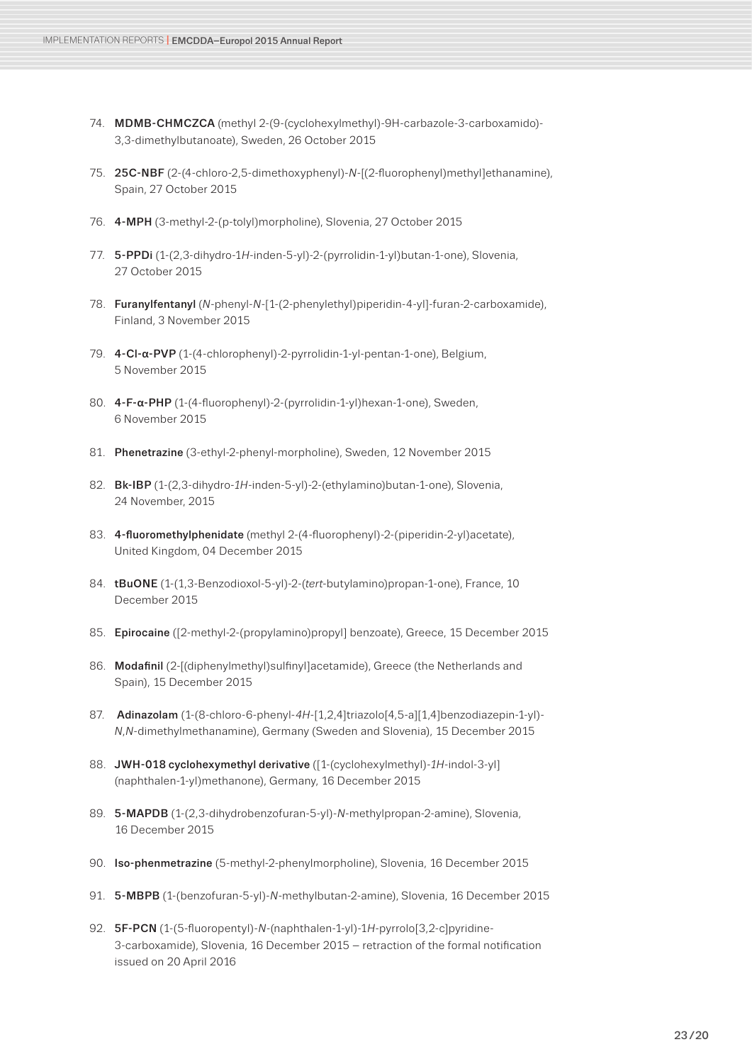74. **MDMB-CHMCZCA** (methyl 2-(9-(cyclohexylmethyl)-9H-carbazole-3-carboxamido)-3,3-dimethylbutanoate), Sweden, 26 October 2015

75. **25C-NBF** (2-(4-chloro-2,5-dimethoxyphenyl)-*N*-[(2-fluorophenyl)methyl]ethanamine), Spain, 27 October 2015

76. **4-MPH** (3-methyl-2-(p-tolyl)morpholine), Slovenia, 27 October 2015

77. **5-PPDi** (1-(2,3-dihydro-1*H*-inden-5-yl)-2-(pyrrolidin-1-yl)butan-1-one), Slovenia, 27 October 2015

78. **Furanylfentanyl** (*N*-phenyl-*N*-[1-(2-phenylethyl)piperidin-4-yl]-furan-2-carboxamide), Finland, 3 November 2015

79. **4-Cl-α-PVP** (1-(4-chlorophenyl)-2-pyrrolidin-1-yl-pentan-1-one), Belgium, 5 November 2015

80. **4-F-α-PHP** (1-(4-fluorophenyl)-2-(pyrrolidin-1-yl)hexan-1-one), Sweden, 6 November 2015

81. **Phenetrazine** (3-ethyl-2-phenyl-morpholine), Sweden, 12 November 2015

82. **Bk-IBP** (1-(2,3-dihydro-*1H*-inden-5-yl)-2-(ethylamino)butan-1-one), Slovenia, 24 November, 2015

83. **4-fluoromethylphenidate** (methyl 2-(4-fluorophenyl)-2-(piperidin-2-yl)acetate), United Kingdom, 04 December 2015

84. **tBuONE** (1-(1,3-Benzodioxol-5-yl)-2-(*tert*-butylamino)propan-1-one), France, 10 December 2015

85. **Epirocaine** ([2-methyl-2-(propylamino)propyl] benzoate), Greece, 15 December 2015

86. **Modafinil** (2-[(diphenylmethyl)sulfinyl]acetamide), Greece (the Netherlands and Spain), 15 December 2015

87. **Adinazolam** (1-(8-chloro-6-phenyl-*4H*-[1,2,4]triazolo[4,5-a][1,4]benzodiazepin-1-yl)-*N*,*N*-dimethylmethanamine), Germany (Sweden and Slovenia), 15 December 2015

88. **JWH-018 cyclohexymethyl derivative** ([1-(cyclohexylmethyl)-*1H*-indol-3-yl](naphthalen-1-yl)methanone), Germany, 16 December 2015

89. **5-MAPDB** (1-(2,3-dihydrobenzofuran-5-yl)-*N*-methylpropan-2-amine), Slovenia, 16 December 2015

90. **Iso-phenmetrazine** (5-methyl-2-phenylmorpholine), Slovenia, 16 December 2015

91. **5-MBPB** (1-(benzofuran-5-yl)-*N*-methylbutan-2-amine), Slovenia, 16 December 2015

92. **5F-PCN** (1-(5-fluoropentyl)-*N*-(naphthalen-1-yl)-1*H*-pyrrolo[3,2-c]pyridine-3-carboxamide), Slovenia, 16 December 2015 – retraction of the formal notification issued on 20 April 2016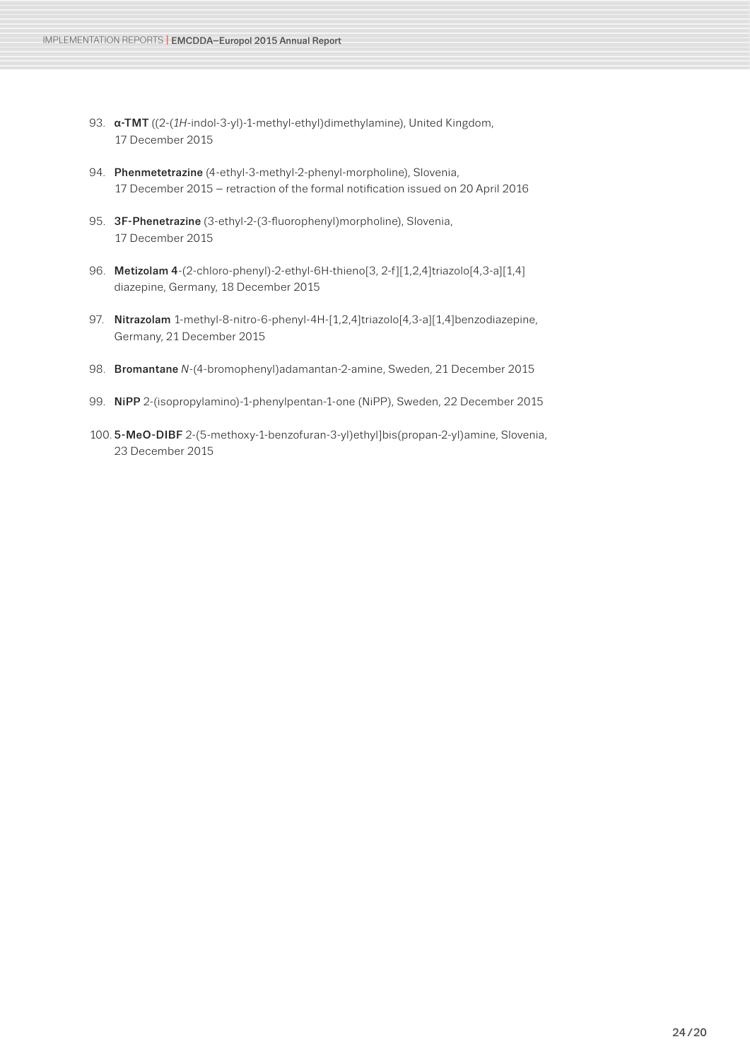93. **α-TMT** ((2-(*1H*-indol-3-yl)-1-methyl-ethyl)dimethylamine), United Kingdom, 17 December 2015

94. **Phenmetetrazine** (4-ethyl-3-methyl-2-phenyl-morpholine), Slovenia, 17 December 2015 – retraction of the formal notification issued on 20 April 2016

95. **3F-Phenetrazine** (3-ethyl-2-(3-fluorophenyl)morpholine), Slovenia, 17 December 2015

96. **Metizolam 4**-(2-chloro-phenyl)-2-ethyl-6H-thieno[3, 2-f][1,2,4]triazolo[4,3-a][1,4] diazepine, Germany, 18 December 2015

97. **Nitrazolam** 1-methyl-8-nitro-6-phenyl-4H-[1,2,4]triazolo[4,3-a][1,4]benzodiazepine, Germany, 21 December 2015

98. **Bromantane** *N*-(4-bromophenyl)adamantan-2-amine, Sweden, 21 December 2015

99. **NiPP** 2-(isopropylamino)-1-phenylpentan-1-one (NiPP), Sweden, 22 December 2015

100. **5-MeO-DIBF** 2-(5-methoxy-1-benzofuran-3-yl)ethyl]bis(propan-2-yl)amine, Slovenia, 23 December 2015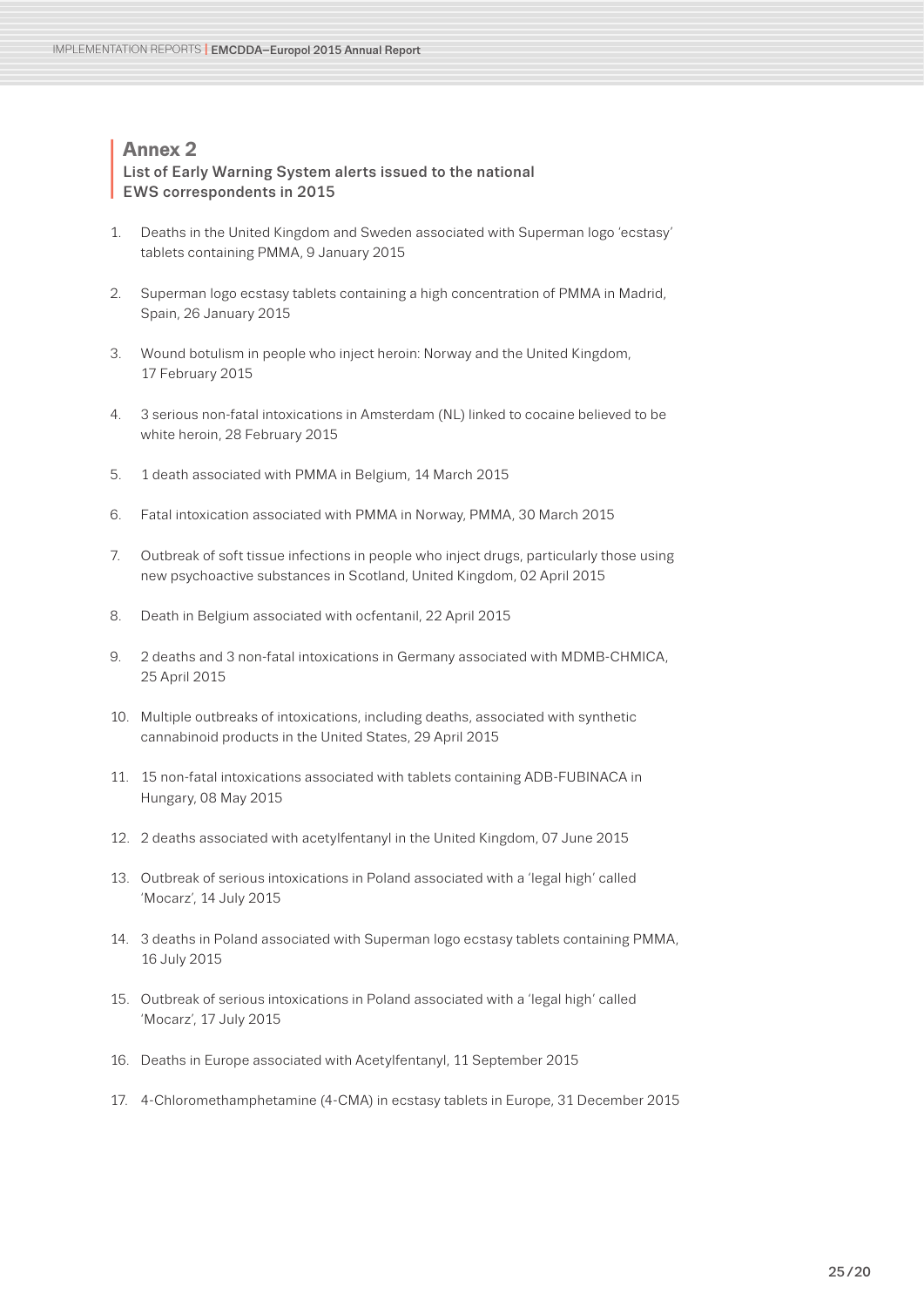## Annex 2

### List of Early Warning System alerts issued to the national EWS correspondents in 2015

1. Deaths in the United Kingdom and Sweden associated with Superman logo 'ecstasy' tablets containing PMMA, 9 January 2015
2. Superman logo ecstasy tablets containing a high concentration of PMMA in Madrid, Spain, 26 January 2015
3. Wound botulism in people who inject heroin: Norway and the United Kingdom, 17 February 2015
4. 3 serious non-fatal intoxications in Amsterdam (NL) linked to cocaine believed to be white heroin, 28 February 2015
5. 1 death associated with PMMA in Belgium, 14 March 2015
6. Fatal intoxication associated with PMMA in Norway, PMMA, 30 March 2015
7. Outbreak of soft tissue infections in people who inject drugs, particularly those using new psychoactive substances in Scotland, United Kingdom, 02 April 2015
8. Death in Belgium associated with ocfentanil, 22 April 2015
9. 2 deaths and 3 non-fatal intoxications in Germany associated with MDMB-CHMICA, 25 April 2015
10. Multiple outbreaks of intoxications, including deaths, associated with synthetic cannabinoid products in the United States, 29 April 2015
11. 15 non-fatal intoxications associated with tablets containing ADB-FUBINACA in Hungary, 08 May 2015
12. 2 deaths associated with acetylfentanyl in the United Kingdom, 07 June 2015
13. Outbreak of serious intoxications in Poland associated with a 'legal high' called 'Mocarz', 14 July 2015
14. 3 deaths in Poland associated with Superman logo ecstasy tablets containing PMMA, 16 July 2015
15. Outbreak of serious intoxications in Poland associated with a 'legal high' called 'Mocarz', 17 July 2015
16. Deaths in Europe associated with Acetylfentanyl, 11 September 2015
17. 4-Chloromethamphetamine (4-CMA) in ecstasy tablets in Europe, 31 December 2015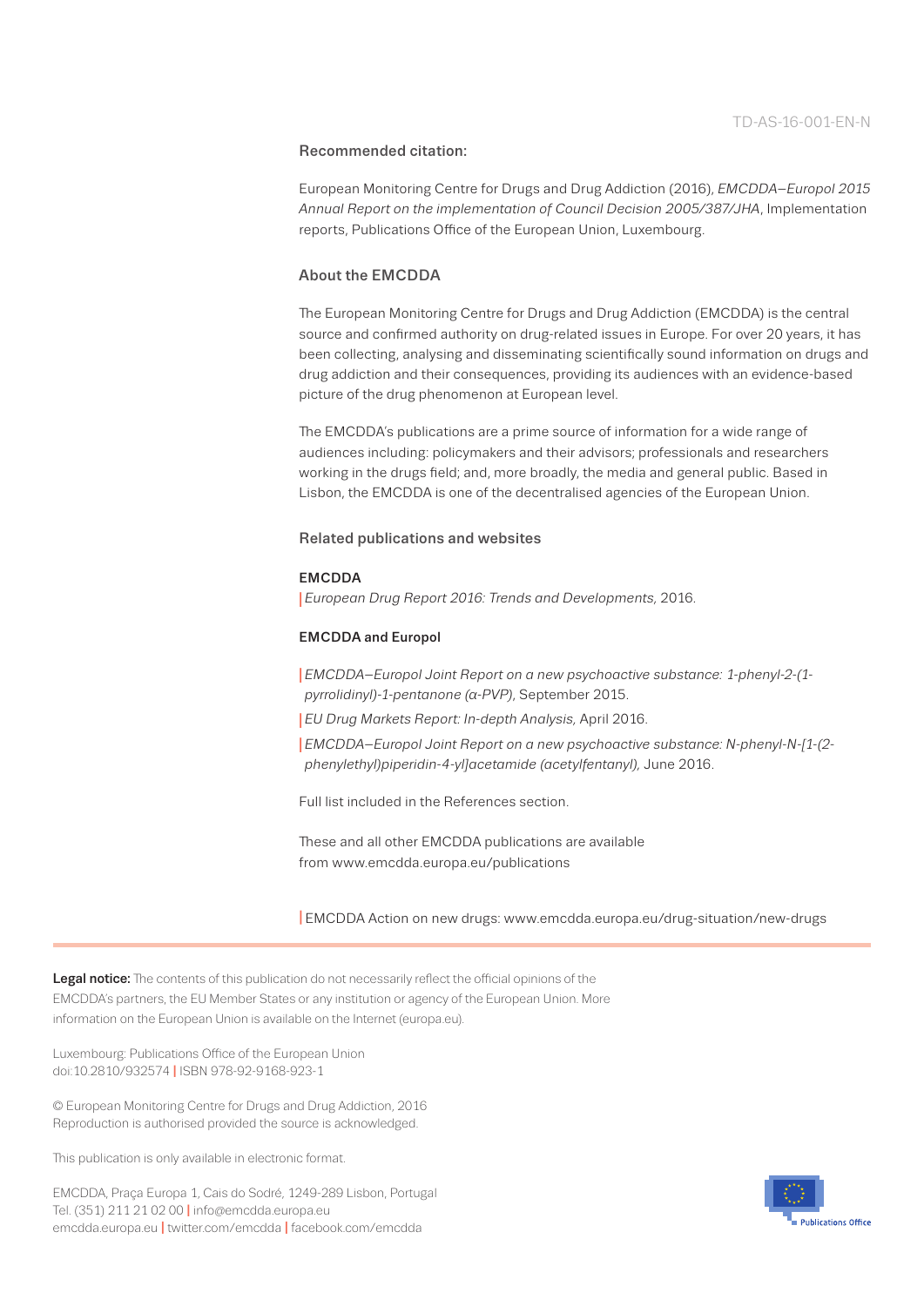TD-AS-16-001-EN-N

### Recommended citation:

European Monitoring Centre for Drugs and Drug Addiction (2016), *EMCDDA–Europol 2015 Annual Report on the implementation of Council Decision 2005/387/JHA*, Implementation reports, Publications Office of the European Union, Luxembourg.

### About the EMCDDA

The European Monitoring Centre for Drugs and Drug Addiction (EMCDDA) is the central source and confirmed authority on drug-related issues in Europe. For over 20 years, it has been collecting, analysing and disseminating scientifically sound information on drugs and drug addiction and their consequences, providing its audiences with an evidence-based picture of the drug phenomenon at European level.

The EMCDDA's publications are a prime source of information for a wide range of audiences including: policymakers and their advisors; professionals and researchers working in the drugs field; and, more broadly, the media and general public. Based in Lisbon, the EMCDDA is one of the decentralised agencies of the European Union.

### Related publications and websites

**EMCDDA**

| *European Drug Report 2016: Trends and Developments,* 2016.

**EMCDDA and Europol**

| *EMCDDA–Europol Joint Report on a new psychoactive substance: 1-phenyl-2-(1-pyrrolidinyl)-1-pentanone (α-PVP)*, September 2015.

| *EU Drug Markets Report: In-depth Analysis,* April 2016.

| *EMCDDA–Europol Joint Report on a new psychoactive substance: N-phenyl-N-[1-(2-phenylethyl)piperidin-4-yl]acetamide (acetylfentanyl),* June 2016.

Full list included in the References section.

These and all other EMCDDA publications are available from www.emcdda.europa.eu/publications

| EMCDDA Action on new drugs: www.emcdda.europa.eu/drug-situation/new-drugs

**Legal notice:** The contents of this publication do not necessarily reflect the official opinions of the EMCDDA's partners, the EU Member States or any institution or agency of the European Union. More information on the European Union is available on the Internet (europa.eu).

Luxembourg: Publications Office of the European Union
doi:10.2810/932574 | ISBN 978-92-9168-923-1

© European Monitoring Centre for Drugs and Drug Addiction, 2016
Reproduction is authorised provided the source is acknowledged.

This publication is only available in electronic format.

EMCDDA, Praça Europa 1, Cais do Sodré, 1249-289 Lisbon, Portugal
Tel. (351) 211 21 02 00 | info@emcdda.europa.eu
emcdda.europa.eu | twitter.com/emcdda | facebook.com/emcdda

Publications Office